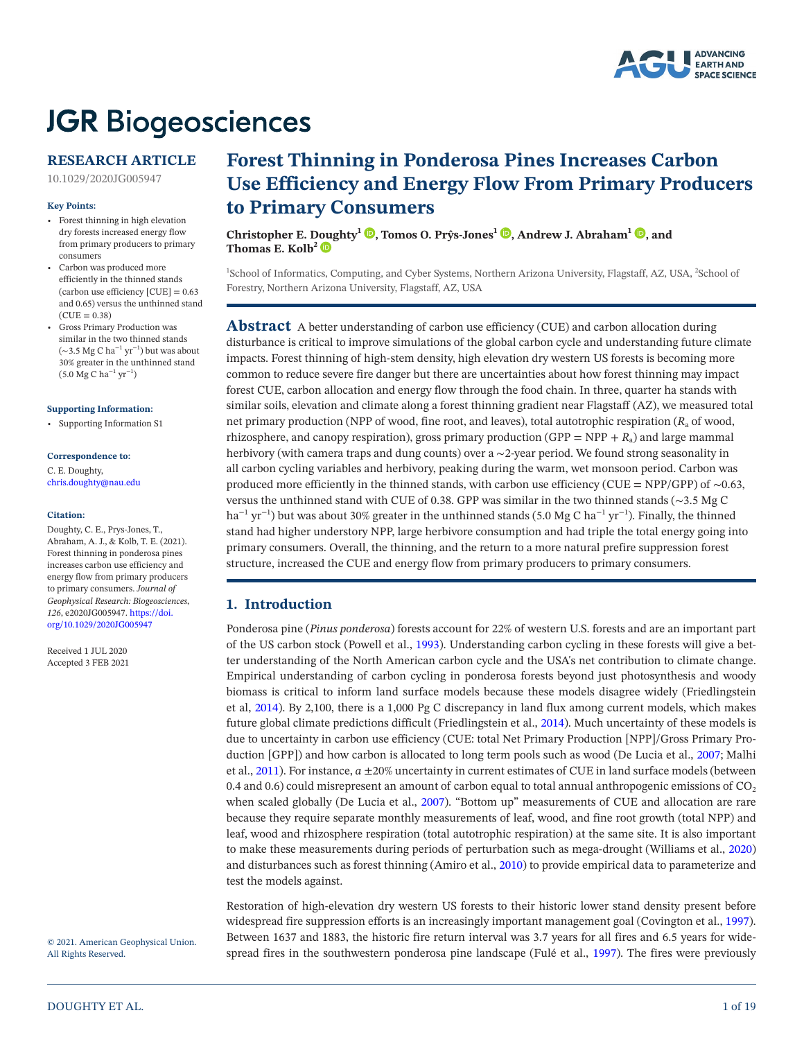# JGR Biogeosciences

## RESEARCH ARTICLE

10.1029/2020JG005947

**Key Points:**

- Forest thinning in high elevation dry forests increased energy flow from primary producers to primary consumers
- Carbon was produced more efficiently in the thinned stands (carbon use efficiency [CUE] = 0.63 and 0.65) versus the unthinned stand (CUE = 0.38)
- Gross Primary Production was similar in the two thinned stands (~3.5 Mg C $ha^{-1}$ $yr^{-1}$) but was about 30% greater in the unthinned stand (5.0 Mg C $ha^{-1}$ $yr^{-1}$)

**Supporting Information:**

- Supporting Information S1

**Correspondence to:**

C. E. Doughty,
chris.doughty@nau.edu

**Citation:**

Doughty, C. E., Prys-Jones, T., Abraham, A. J., & Kolb, T. E. (2021). Forest thinning in ponderosa pines increases carbon use efficiency and energy flow from primary producers to primary consumers. *Journal of Geophysical Research: Biogeosciences*, *126*, e2020JG005947. https://doi.org/10.1029/2020JG005947

Received 1 JUL 2020
Accepted 3 FEB 2021

© 2021. American Geophysical Union. All Rights Reserved.

# Forest Thinning in Ponderosa Pines Increases Carbon Use Efficiency and Energy Flow From Primary Producers to Primary Consumers

**Christopher E. Doughty[1], Tomos O. Prŷs-Jones[1], Andrew J. Abraham[1], and Thomas E. Kolb[2]**

[1]School of Informatics, Computing, and Cyber Systems, Northern Arizona University, Flagstaff, AZ, USA, [2]School of Forestry, Northern Arizona University, Flagstaff, AZ, USA

**Abstract** A better understanding of carbon use efficiency (CUE) and carbon allocation during disturbance is critical to improve simulations of the global carbon cycle and understanding future climate impacts. Forest thinning of high-stem density, high elevation dry western US forests is becoming more common to reduce severe fire danger but there are uncertainties about how forest thinning may impact forest CUE, carbon allocation and energy flow through the food chain. In three, quarter ha stands with similar soils, elevation and climate along a forest thinning gradient near Flagstaff (AZ), we measured total net primary production (NPP of wood, fine root, and leaves), total autotrophic respiration ($R_a$ of wood, rhizosphere, and canopy respiration), gross primary production (GPP = NPP + $R_a$) and large mammal herbivory (with camera traps and dung counts) over a ~2-year period. We found strong seasonality in all carbon cycling variables and herbivory, peaking during the warm, wet monsoon period. Carbon was produced more efficiently in the thinned stands, with carbon use efficiency (CUE = NPP/GPP) of ~0.63, versus the unthinned stand with CUE of 0.38. GPP was similar in the two thinned stands (~3.5 Mg C $ha^{-1}$ $yr^{-1}$) but was about 30% greater in the unthinned stands (5.0 Mg C $ha^{-1}$ $yr^{-1}$). Finally, the thinned stand had higher understory NPP, large herbivore consumption and had triple the total energy going into primary consumers. Overall, the thinning, and the return to a more natural prefire suppression forest structure, increased the CUE and energy flow from primary producers to primary consumers.

## 1. Introduction

Ponderosa pine (*Pinus ponderosa*) forests account for 22% of western U.S. forests and are an important part of the US carbon stock (Powell et al., 1993). Understanding carbon cycling in these forests will give a better understanding of the North American carbon cycle and the USA's net contribution to climate change. Empirical understanding of carbon cycling in ponderosa forests beyond just photosynthesis and woody biomass is critical to inform land surface models because these models disagree widely (Friedlingstein et al, 2014). By 2,100, there is a 1,000 Pg C discrepancy in land flux among current models, which makes future global climate predictions difficult (Friedlingstein et al., 2014). Much uncertainty of these models is due to uncertainty in carbon use efficiency (CUE: total Net Primary Production [NPP]/Gross Primary Production [GPP]) and how carbon is allocated to long term pools such as wood (De Lucia et al., 2007; Malhi et al., 2011). For instance, *a* ±20% uncertainty in current estimates of CUE in land surface models (between 0.4 and 0.6) could misrepresent an amount of carbon equal to total annual anthropogenic emissions of $CO_2$ when scaled globally (De Lucia et al., 2007). "Bottom up" measurements of CUE and allocation are rare because they require separate monthly measurements of leaf, wood, and fine root growth (total NPP) and leaf, wood and rhizosphere respiration (total autotrophic respiration) at the same site. It is also important to make these measurements during periods of perturbation such as mega-drought (Williams et al., 2020) and disturbances such as forest thinning (Amiro et al., 2010) to provide empirical data to parameterize and test the models against.

Restoration of high-elevation dry western US forests to their historic lower stand density present before widespread fire suppression efforts is an increasingly important management goal (Covington et al., 1997). Between 1637 and 1883, the historic fire return interval was 3.7 years for all fires and 6.5 years for widespread fires in the southwestern ponderosa pine landscape (Fulé et al., 1997). The fires were previously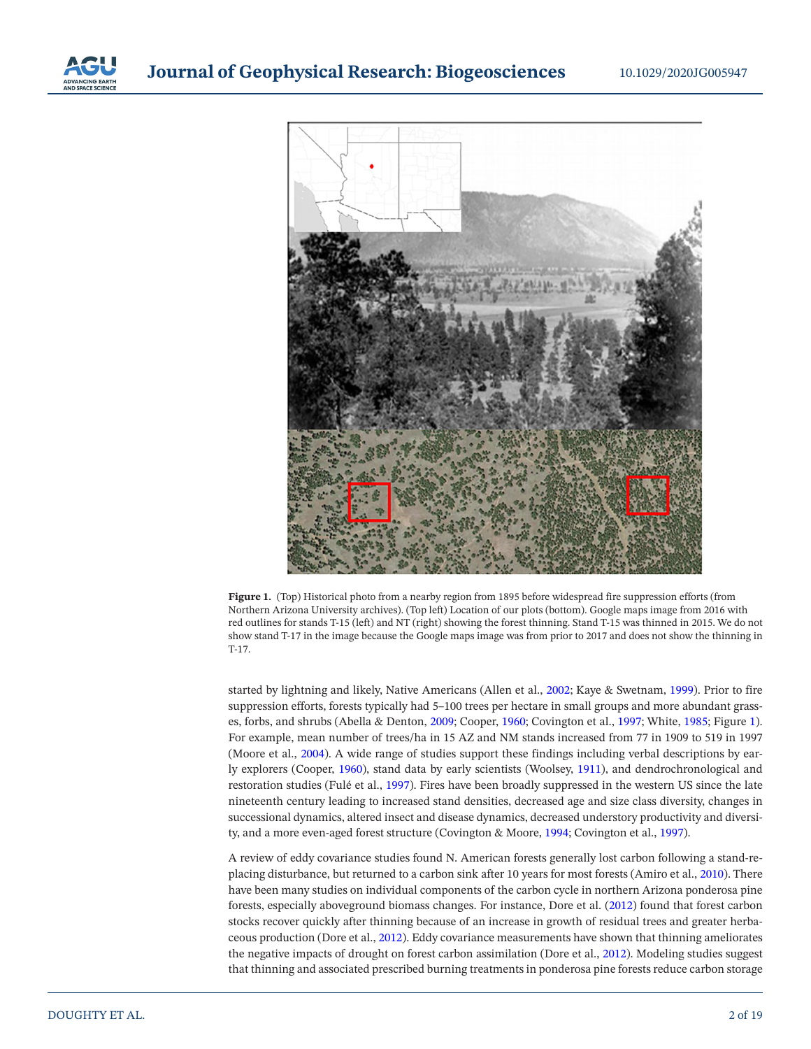**Figure 1.** (Top) Historical photo from a nearby region from 1895 before widespread fire suppression efforts (from Northern Arizona University archives). (Top left) Location of our plots (bottom). Google maps image from 2016 with red outlines for stands T-15 (left) and NT (right) showing the forest thinning. Stand T-15 was thinned in 2015. We do not show stand T-17 in the image because the Google maps image was from prior to 2017 and does not show the thinning in T-17.

started by lightning and likely, Native Americans (Allen et al., 2002; Kaye & Swetnam, 1999). Prior to fire suppression efforts, forests typically had 5–100 trees per hectare in small groups and more abundant grasses, forbs, and shrubs (Abella & Denton, 2009; Cooper, 1960; Covington et al., 1997; White, 1985; Figure 1). For example, mean number of trees/ha in 15 AZ and NM stands increased from 77 in 1909 to 519 in 1997 (Moore et al., 2004). A wide range of studies support these findings including verbal descriptions by early explorers (Cooper, 1960), stand data by early scientists (Woolsey, 1911), and dendrochronological and restoration studies (Fulé et al., 1997). Fires have been broadly suppressed in the western US since the late nineteenth century leading to increased stand densities, decreased age and size class diversity, changes in successional dynamics, altered insect and disease dynamics, decreased understory productivity and diversity, and a more even-aged forest structure (Covington & Moore, 1994; Covington et al., 1997).

A review of eddy covariance studies found N. American forests generally lost carbon following a stand-replacing disturbance, but returned to a carbon sink after 10 years for most forests (Amiro et al., 2010). There have been many studies on individual components of the carbon cycle in northern Arizona ponderosa pine forests, especially aboveground biomass changes. For instance, Dore et al. (2012) found that forest carbon stocks recover quickly after thinning because of an increase in growth of residual trees and greater herbaceous production (Dore et al., 2012). Eddy covariance measurements have shown that thinning ameliorates the negative impacts of drought on forest carbon assimilation (Dore et al., 2012). Modeling studies suggest that thinning and associated prescribed burning treatments in ponderosa pine forests reduce carbon storage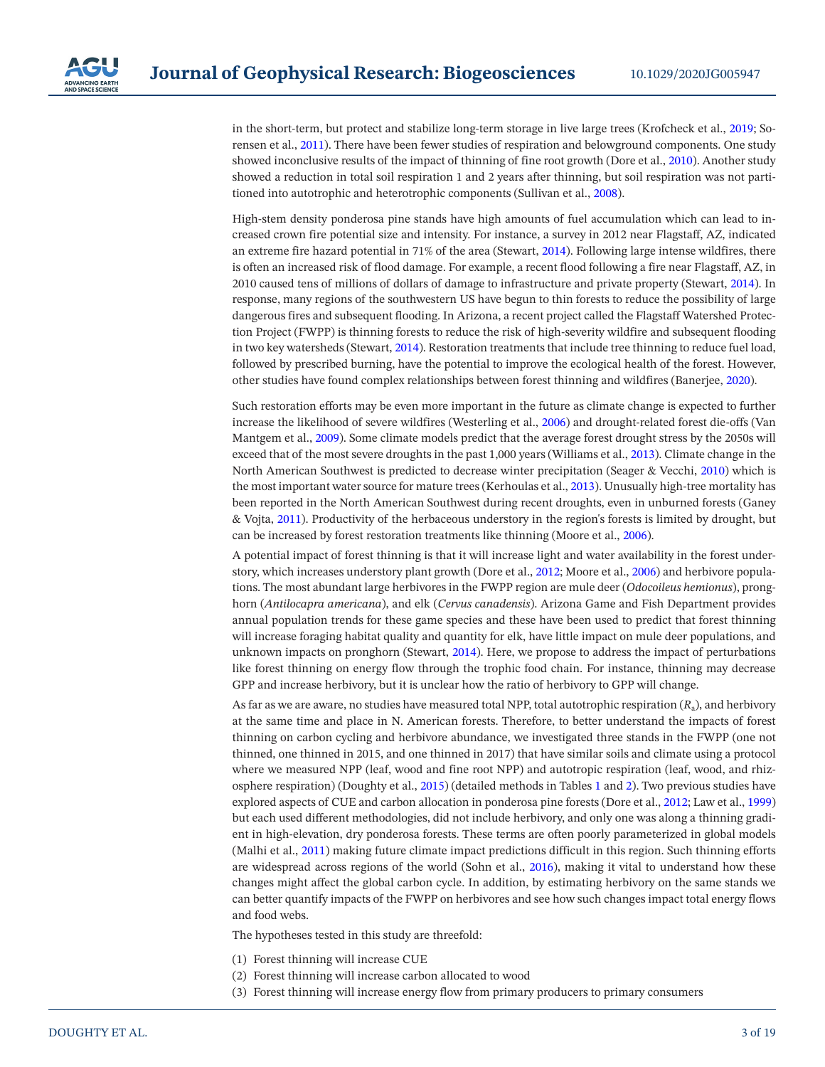in the short-term, but protect and stabilize long-term storage in live large trees (Krofcheck et al., 2019; Sorensen et al., 2011). There have been fewer studies of respiration and belowground components. One study showed inconclusive results of the impact of thinning of fine root growth (Dore et al., 2010). Another study showed a reduction in total soil respiration 1 and 2 years after thinning, but soil respiration was not partitioned into autotrophic and heterotrophic components (Sullivan et al., 2008).

High-stem density ponderosa pine stands have high amounts of fuel accumulation which can lead to increased crown fire potential size and intensity. For instance, a survey in 2012 near Flagstaff, AZ, indicated an extreme fire hazard potential in 71% of the area (Stewart, 2014). Following large intense wildfires, there is often an increased risk of flood damage. For example, a recent flood following a fire near Flagstaff, AZ, in 2010 caused tens of millions of dollars of damage to infrastructure and private property (Stewart, 2014). In response, many regions of the southwestern US have begun to thin forests to reduce the possibility of large dangerous fires and subsequent flooding. In Arizona, a recent project called the Flagstaff Watershed Protection Project (FWPP) is thinning forests to reduce the risk of high-severity wildfire and subsequent flooding in two key watersheds (Stewart, 2014). Restoration treatments that include tree thinning to reduce fuel load, followed by prescribed burning, have the potential to improve the ecological health of the forest. However, other studies have found complex relationships between forest thinning and wildfires (Banerjee, 2020).

Such restoration efforts may be even more important in the future as climate change is expected to further increase the likelihood of severe wildfires (Westerling et al., 2006) and drought-related forest die-offs (Van Mantgem et al., 2009). Some climate models predict that the average forest drought stress by the 2050s will exceed that of the most severe droughts in the past 1,000 years (Williams et al., 2013). Climate change in the North American Southwest is predicted to decrease winter precipitation (Seager & Vecchi, 2010) which is the most important water source for mature trees (Kerhoulas et al., 2013). Unusually high-tree mortality has been reported in the North American Southwest during recent droughts, even in unburned forests (Ganey & Vojta, 2011). Productivity of the herbaceous understory in the region's forests is limited by drought, but can be increased by forest restoration treatments like thinning (Moore et al., 2006).

A potential impact of forest thinning is that it will increase light and water availability in the forest understory, which increases understory plant growth (Dore et al., 2012; Moore et al., 2006) and herbivore populations. The most abundant large herbivores in the FWPP region are mule deer (*Odocoileus hemionus*), pronghorn (*Antilocapra americana*), and elk (*Cervus canadensis*). Arizona Game and Fish Department provides annual population trends for these game species and these have been used to predict that forest thinning will increase foraging habitat quality and quantity for elk, have little impact on mule deer populations, and unknown impacts on pronghorn (Stewart, 2014). Here, we propose to address the impact of perturbations like forest thinning on energy flow through the trophic food chain. For instance, thinning may decrease GPP and increase herbivory, but it is unclear how the ratio of herbivory to GPP will change.

As far as we are aware, no studies have measured total NPP, total autotrophic respiration ($R_a$), and herbivory at the same time and place in N. American forests. Therefore, to better understand the impacts of forest thinning on carbon cycling and herbivore abundance, we investigated three stands in the FWPP (one not thinned, one thinned in 2015, and one thinned in 2017) that have similar soils and climate using a protocol where we measured NPP (leaf, wood and fine root NPP) and autotropic respiration (leaf, wood, and rhizosphere respiration) (Doughty et al., 2015) (detailed methods in Tables 1 and 2). Two previous studies have explored aspects of CUE and carbon allocation in ponderosa pine forests (Dore et al., 2012; Law et al., 1999) but each used different methodologies, did not include herbivory, and only one was along a thinning gradient in high-elevation, dry ponderosa forests. These terms are often poorly parameterized in global models (Malhi et al., 2011) making future climate impact predictions difficult in this region. Such thinning efforts are widespread across regions of the world (Sohn et al., 2016), making it vital to understand how these changes might affect the global carbon cycle. In addition, by estimating herbivory on the same stands we can better quantify impacts of the FWPP on herbivores and see how such changes impact total energy flows and food webs.

The hypotheses tested in this study are threefold:

(1) Forest thinning will increase CUE
(2) Forest thinning will increase carbon allocated to wood
(3) Forest thinning will increase energy flow from primary producers to primary consumers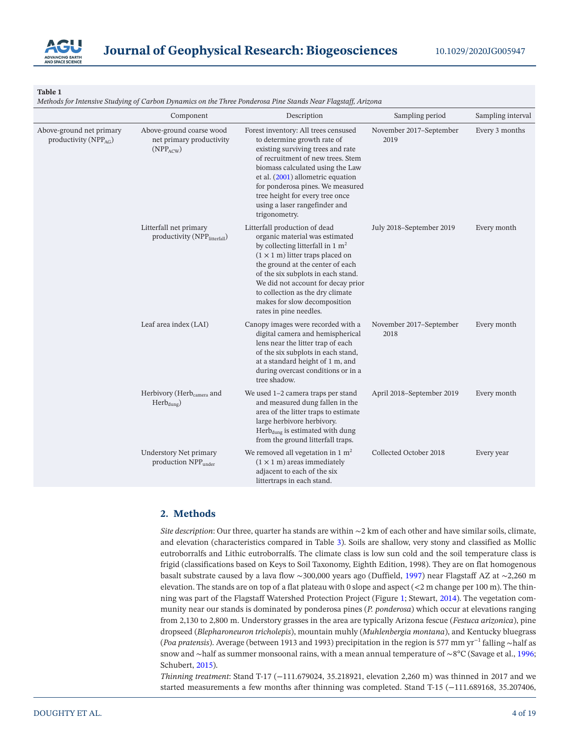**Table 1**
*Methods for Intensive Studying of Carbon Dynamics on the Three Ponderosa Pine Stands Near Flagstaff, Arizona*

| | Component | Description | Sampling period | Sampling interval |
|---|---|---|---|---|
| Above-ground net primary productivity ($NPP_{AG}$) | Above-ground coarse wood net primary productivity ($NPP_{ACW}$) | Forest inventory: All trees censused to determine growth rate of existing surviving trees and rate of recruitment of new trees. Stem biomass calculated using the Law et al. (2001) allometric equation for ponderosa pines. We measured tree height for every tree once using a laser rangefinder and trigonometry. | November 2017–September 2019 | Every 3 months |
| | Litterfall net primary productivity ($NPP_{litterfall}$) | Litterfall production of dead organic material was estimated by collecting litterfall in 1 $m^2$ (1 × 1 m) litter traps placed on the ground at the center of each of the six subplots in each stand. We did not account for decay prior to collection as the dry climate makes for slow decomposition rates in pine needles. | July 2018–September 2019 | Every month |
| | Leaf area index (LAI) | Canopy images were recorded with a digital camera and hemispherical lens near the litter trap of each of the six subplots in each stand, at a standard height of 1 m, and during overcast conditions or in a tree shadow. | November 2017–September 2018 | Every month |
| | Herbivory ($Herb_{camera}$ and $Herb_{dung}$) | We used 1–2 camera traps per stand and measured dung fallen in the area of the litter traps to estimate large herbivore herbivory. $Herb_{dung}$ is estimated with dung from the ground litterfall traps. | April 2018–September 2019 | Every month |
| | Understory Net primary production $NPP_{under}$ | We removed all vegetation in 1 $m^2$ (1 × 1 m) areas immediately adjacent to each of the six littertraps in each stand. | Collected October 2018 | Every year |

## 2. Methods

*Site description*: Our three, quarter ha stands are within ~2 km of each other and have similar soils, climate, and elevation (characteristics compared in Table 3). Soils are shallow, very stony and classified as Mollic eutroborralfs and Lithic eutroborralfs. The climate class is low sun cold and the soil temperature class is frigid (classifications based on Keys to Soil Taxonomy, Eighth Edition, 1998). They are on flat homogenous basalt substrate caused by a lava flow ~300,000 years ago (Duffield, 1997) near Flagstaff AZ at ~2,260 m elevation. The stands are on top of a flat plateau with 0 slope and aspect (<2 m change per 100 m). The thinning was part of the Flagstaff Watershed Protection Project (Figure 1; Stewart, 2014). The vegetation community near our stands is dominated by ponderosa pines (*P. ponderosa*) which occur at elevations ranging from 2,130 to 2,800 m. Understory grasses in the area are typically Arizona fescue (*Festuca arizonica*), pine dropseed (*Blepharoneuron tricholepis*), mountain muhly (*Muhlenbergia montana*), and Kentucky bluegrass (*Poa pratensis*). Average (between 1913 and 1993) precipitation in the region is 577 mm $yr^{-1}$ falling ~half as snow and ~half as summer monsoonal rains, with a mean annual temperature of ~8°C (Savage et al., 1996; Schubert, 2015).

*Thinning treatment*: Stand T-17 (−111.679024, 35.218921, elevation 2,260 m) was thinned in 2017 and we started measurements a few months after thinning was completed. Stand T-15 (−111.689168, 35.207406,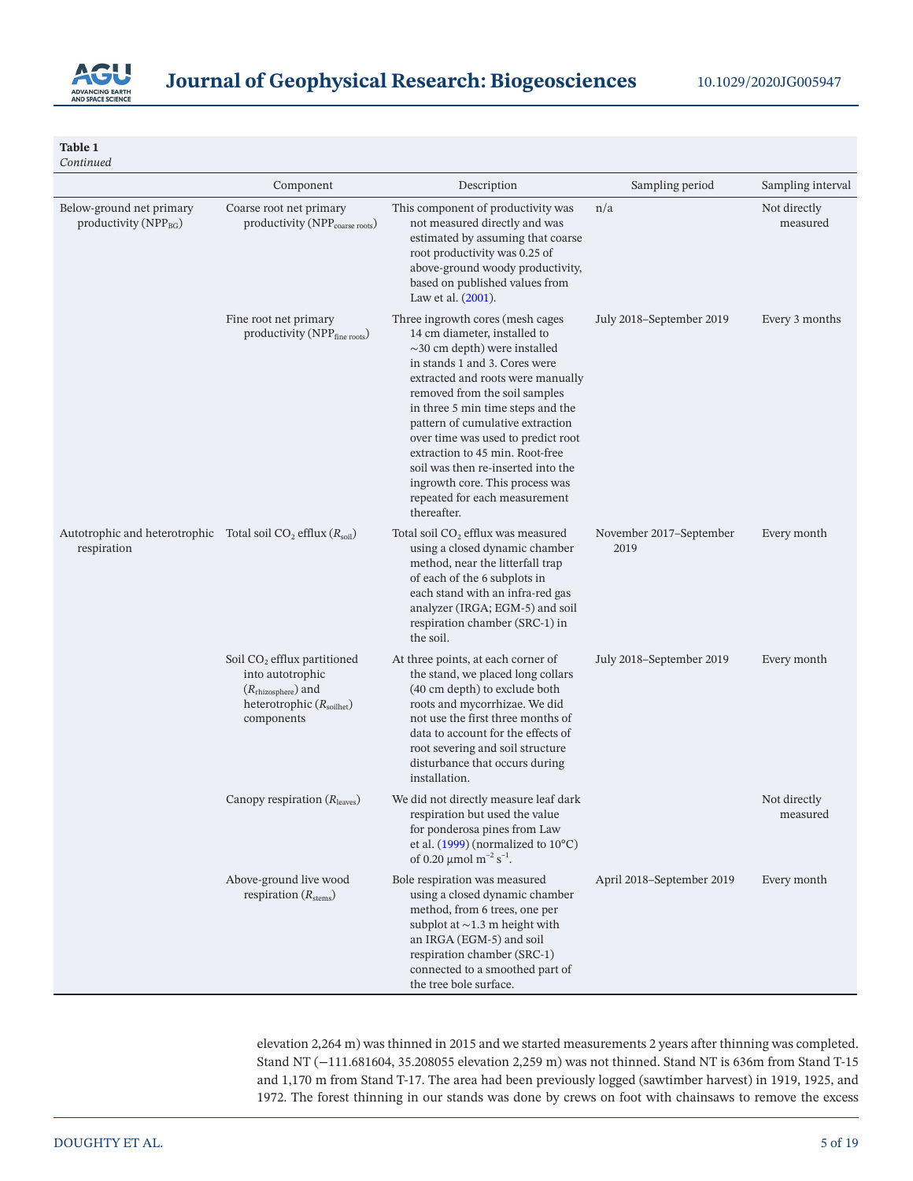**Table 1**
*Continued*

| | Component | Description | Sampling period | Sampling interval |
|---|---|---|---|---|
| Below-ground net primary productivity ($NPP_{BG}$) | Coarse root net primary productivity ($NPP_{coarse\ roots}$) | This component of productivity was not measured directly and was estimated by assuming that coarse root productivity was 0.25 of above-ground woody productivity, based on published values from Law et al. (2001). | n/a | Not directly measured |
| | Fine root net primary productivity ($NPP_{fine\ roots}$) | Three ingrowth cores (mesh cages 14 cm diameter, installed to ~30 cm depth) were installed in stands 1 and 3. Cores were extracted and roots were manually removed from the soil samples in three 5 min time steps and the pattern of cumulative extraction over time was used to predict root extraction to 45 min. Root-free soil was then re-inserted into the ingrowth core. This process was repeated for each measurement thereafter. | July 2018–September 2019 | Every 3 months |
| Autotrophic and heterotrophic respiration | Total soil $CO_2$ efflux ($R_{soil}$) | Total soil $CO_2$ efflux was measured using a closed dynamic chamber method, near the litterfall trap of each of the 6 subplots in each stand with an infra-red gas analyzer (IRGA; EGM-5) and soil respiration chamber (SRC-1) in the soil. | November 2017–September 2019 | Every month |
| | Soil $CO_2$ efflux partitioned into autotrophic ($R_{rhizosphere}$) and heterotrophic ($R_{soilhet}$) components | At three points, at each corner of the stand, we placed long collars (40 cm depth) to exclude both roots and mycorrhizae. We did not use the first three months of data to account for the effects of root severing and soil structure disturbance that occurs during installation. | July 2018–September 2019 | Every month |
| | Canopy respiration ($R_{leaves}$) | We did not directly measure leaf dark respiration but used the value for ponderosa pines from Law et al. (1999) (normalized to 10°C) of 0.20 μmol $m^{-2}$ $s^{-1}$. | | Not directly measured |
| | Above-ground live wood respiration ($R_{stems}$) | Bole respiration was measured using a closed dynamic chamber method, from 6 trees, one per subplot at ~1.3 m height with an IRGA (EGM-5) and soil respiration chamber (SRC-1) connected to a smoothed part of the tree bole surface. | April 2018–September 2019 | Every month |

elevation 2,264 m) was thinned in 2015 and we started measurements 2 years after thinning was completed. Stand NT (−111.681604, 35.208055 elevation 2,259 m) was not thinned. Stand NT is 636m from Stand T-15 and 1,170 m from Stand T-17. The area had been previously logged (sawtimber harvest) in 1919, 1925, and 1972. The forest thinning in our stands was done by crews on foot with chainsaws to remove the excess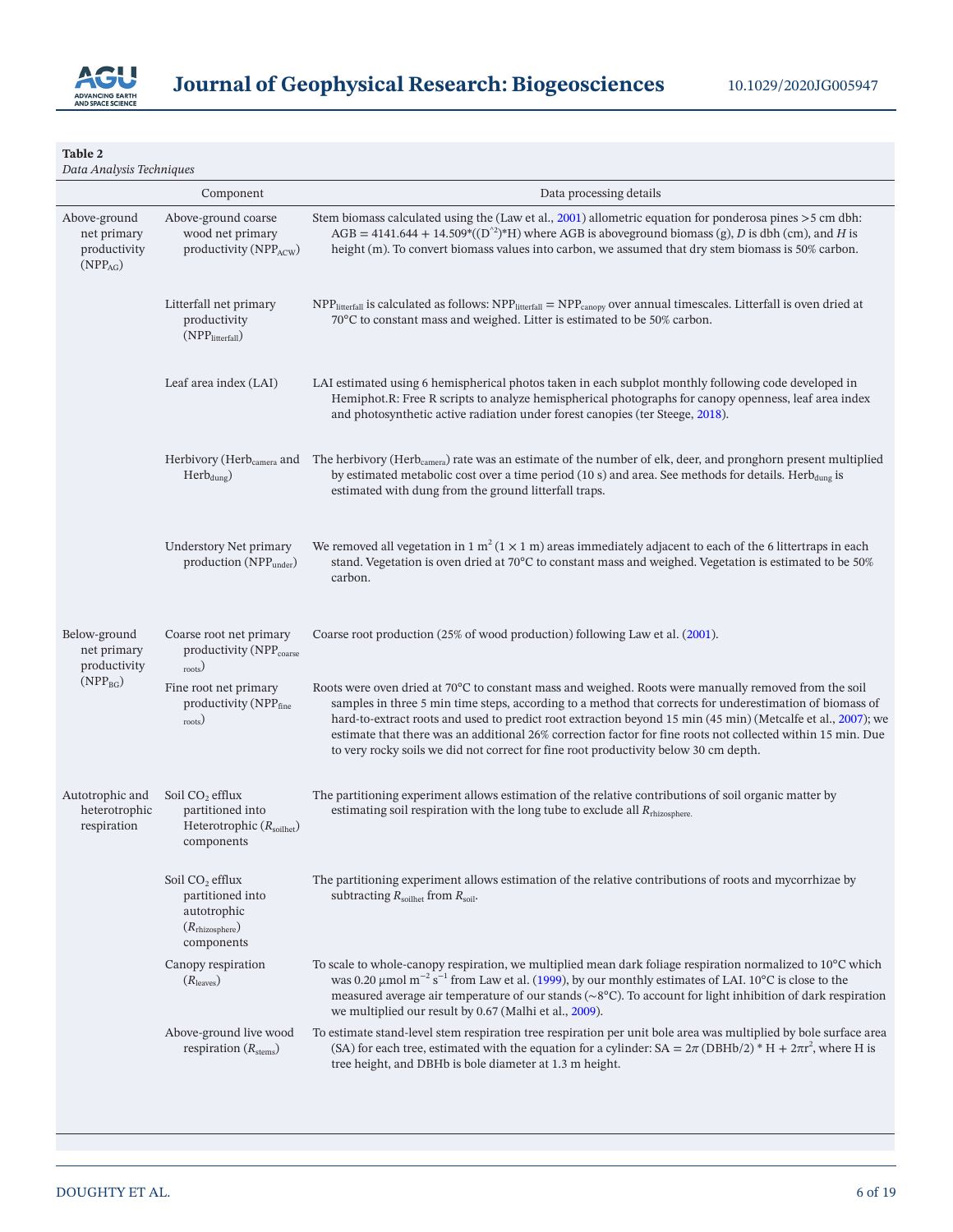**Table 2**
*Data Analysis Techniques*

| | Component | Data processing details |
|---|---|---|
| Above-ground net primary productivity ($NPP_{AG}$) | Above-ground coarse wood net primary productivity ($NPP_{ACW}$) | Stem biomass calculated using the (Law et al., 2001) allometric equation for ponderosa pines >5 cm dbh: AGB = 4141.644 + 14.509*((D^2)*H) where AGB is aboveground biomass (g), *D* is dbh (cm), and *H* is height (m). To convert biomass values into carbon, we assumed that dry stem biomass is 50% carbon. |
| | Litterfall net primary productivity ($NPP_{litterfall}$) | $NPP_{litterfall}$ is calculated as follows: $NPP_{litterfall} = NPP_{canopy}$ over annual timescales. Litterfall is oven dried at 70°C to constant mass and weighed. Litter is estimated to be 50% carbon. |
| | Leaf area index (LAI) | LAI estimated using 6 hemispherical photos taken in each subplot monthly following code developed in Hemiphot.R: Free R scripts to analyze hemispherical photographs for canopy openness, leaf area index and photosynthetic active radiation under forest canopies (ter Steege, 2018). |
| | Herbivory ($Herb_{camera}$ and $Herb_{dung}$) | The herbivory ($Herb_{camera}$) rate was an estimate of the number of elk, deer, and pronghorn present multiplied by estimated metabolic cost over a time period (10 s) and area. See methods for details. $Herb_{dung}$ is estimated with dung from the ground litterfall traps. |
| | Understory Net primary production ($NPP_{under}$) | We removed all vegetation in 1 $m^2$ (1 × 1 m) areas immediately adjacent to each of the 6 littertraps in each stand. Vegetation is oven dried at 70°C to constant mass and weighed. Vegetation is estimated to be 50% carbon. |
| Below-ground net primary productivity ($NPP_{BG}$) | Coarse root net primary productivity ($NPP_{coarse\ roots}$) | Coarse root production (25% of wood production) following Law et al. (2001). |
| | Fine root net primary productivity ($NPP_{fine\ roots}$) | Roots were oven dried at 70°C to constant mass and weighed. Roots were manually removed from the soil samples in three 5 min time steps, according to a method that corrects for underestimation of biomass of hard-to-extract roots and used to predict root extraction beyond 15 min (45 min) (Metcalfe et al., 2007); we estimate that there was an additional 26% correction factor for fine roots not collected within 15 min. Due to very rocky soils we did not correct for fine root productivity below 30 cm depth. |
| Autotrophic and heterotrophic respiration | Soil $CO_2$ efflux partitioned into Heterotrophic ($R_{soilhet}$) components | The partitioning experiment allows estimation of the relative contributions of soil organic matter by estimating soil respiration with the long tube to exclude all $R_{rhizosphere}$. |
| | Soil $CO_2$ efflux partitioned into autotrophic ($R_{rhizosphere}$) components | The partitioning experiment allows estimation of the relative contributions of roots and mycorrhizae by subtracting $R_{soilhet}$ from $R_{soil}$. |
| | Canopy respiration ($R_{leaves}$) | To scale to whole-canopy respiration, we multiplied mean dark foliage respiration normalized to 10°C which was 0.20 μmol $m^{-2}$ $s^{-1}$ from Law et al. (1999), by our monthly estimates of LAI. 10°C is close to the measured average air temperature of our stands (~8°C). To account for light inhibition of dark respiration we multiplied our result by 0.67 (Malhi et al., 2009). |
| | Above-ground live wood respiration ($R_{stems}$) | To estimate stand-level stem respiration tree respiration per unit bole area was multiplied by bole surface area (SA) for each tree, estimated with the equation for a cylinder: SA = 2π (DBHb/2) * H + 2π$r^2$, where H is tree height, and DBHb is bole diameter at 1.3 m height. |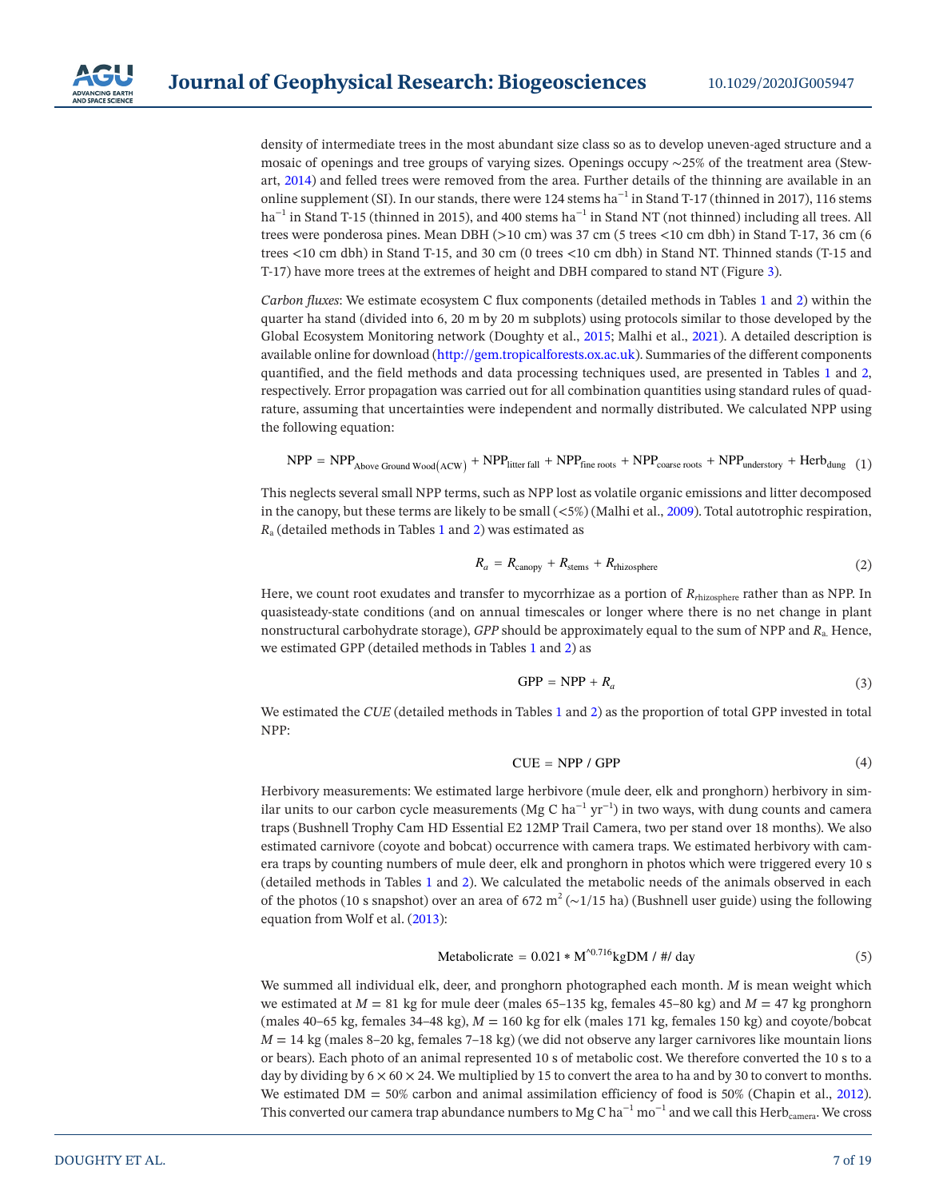density of intermediate trees in the most abundant size class so as to develop uneven-aged structure and a mosaic of openings and tree groups of varying sizes. Openings occupy ~25% of the treatment area (Stewart, 2014) and felled trees were removed from the area. Further details of the thinning are available in an online supplement (SI). In our stands, there were 124 stems $ha^{-1}$ in Stand T-17 (thinned in 2017), 116 stems $ha^{-1}$ in Stand T-15 (thinned in 2015), and 400 stems $ha^{-1}$ in Stand NT (not thinned) including all trees. All trees were ponderosa pines. Mean DBH (>10 cm) was 37 cm (5 trees <10 cm dbh) in Stand T-17, 36 cm (6 trees <10 cm dbh) in Stand T-15, and 30 cm (0 trees <10 cm dbh) in Stand NT. Thinned stands (T-15 and T-17) have more trees at the extremes of height and DBH compared to stand NT (Figure 3).

*Carbon fluxes*: We estimate ecosystem C flux components (detailed methods in Tables 1 and 2) within the quarter ha stand (divided into 6, 20 m by 20 m subplots) using protocols similar to those developed by the Global Ecosystem Monitoring network (Doughty et al., 2015; Malhi et al., 2021). A detailed description is available online for download (http://gem.tropicalforests.ox.ac.uk). Summaries of the different components quantified, and the field methods and data processing techniques used, are presented in Tables 1 and 2, respectively. Error propagation was carried out for all combination quantities using standard rules of quadrature, assuming that uncertainties were independent and normally distributed. We calculated NPP using the following equation:

$$\mathrm{NPP} = \mathrm{NPP}_{\mathrm{Above\ Ground\ Wood(ACW)}} + \mathrm{NPP}_{\mathrm{litter\ fall}} + \mathrm{NPP}_{\mathrm{fine\ roots}} + \mathrm{NPP}_{\mathrm{coarse\ roots}} + \mathrm{NPP}_{\mathrm{understory}} + \mathrm{Herb}_{\mathrm{dung}} \quad (1)$$

This neglects several small NPP terms, such as NPP lost as volatile organic emissions and litter decomposed in the canopy, but these terms are likely to be small (<5%) (Malhi et al., 2009). Total autotrophic respiration, $R_a$ (detailed methods in Tables 1 and 2) was estimated as

$$R_a = R_{\mathrm{canopy}} + R_{\mathrm{stems}} + R_{\mathrm{rhizosphere}} \quad (2)$$

Here, we count root exudates and transfer to mycorrhizae as a portion of $R_{\mathrm{rhizosphere}}$ rather than as NPP. In quasisteady-state conditions (and on annual timescales or longer where there is no net change in plant nonstructural carbohydrate storage), *GPP* should be approximately equal to the sum of NPP and $R_a$. Hence, we estimated GPP (detailed methods in Tables 1 and 2) as

$$\mathrm{GPP} = \mathrm{NPP} + R_a \quad (3)$$

We estimated the *CUE* (detailed methods in Tables 1 and 2) as the proportion of total GPP invested in total NPP:

$$\mathrm{CUE} = \mathrm{NPP} / \mathrm{GPP} \quad (4)$$

Herbivory measurements: We estimated large herbivore (mule deer, elk and pronghorn) herbivory in similar units to our carbon cycle measurements (Mg C $ha^{-1}$ $yr^{-1}$) in two ways, with dung counts and camera traps (Bushnell Trophy Cam HD Essential E2 12MP Trail Camera, two per stand over 18 months). We also estimated carnivore (coyote and bobcat) occurrence with camera traps. We estimated herbivory with camera traps by counting numbers of mule deer, elk and pronghorn in photos which were triggered every 10 s (detailed methods in Tables 1 and 2). We calculated the metabolic needs of the animals observed in each of the photos (10 s snapshot) over an area of 672 $m^2$ (~1/15 ha) (Bushnell user guide) using the following equation from Wolf et al. (2013):

$$\mathrm{Metabolicrate} = 0.021 * M^{\wedge 0.716}\mathrm{kgDM} / \# / \mathrm{day} \quad (5)$$

We summed all individual elk, deer, and pronghorn photographed each month. *M* is mean weight which we estimated at $M = 81$ kg for mule deer (males 65–135 kg, females 45–80 kg) and $M = 47$ kg pronghorn (males 40–65 kg, females 34–48 kg), $M = 160$ kg for elk (males 171 kg, females 150 kg) and coyote/bobcat $M = 14$ kg (males 8–20 kg, females 7–18 kg) (we did not observe any larger carnivores like mountain lions or bears). Each photo of an animal represented 10 s of metabolic cost. We therefore converted the 10 s to a day by dividing by $6 \times 60 \times 24$. We multiplied by 15 to convert the area to ha and by 30 to convert to months. We estimated DM = 50% carbon and animal assimilation efficiency of food is 50% (Chapin et al., 2012). This converted our camera trap abundance numbers to Mg C $ha^{-1}$ $mo^{-1}$ and we call this $\mathrm{Herb}_{\mathrm{camera}}$. We cross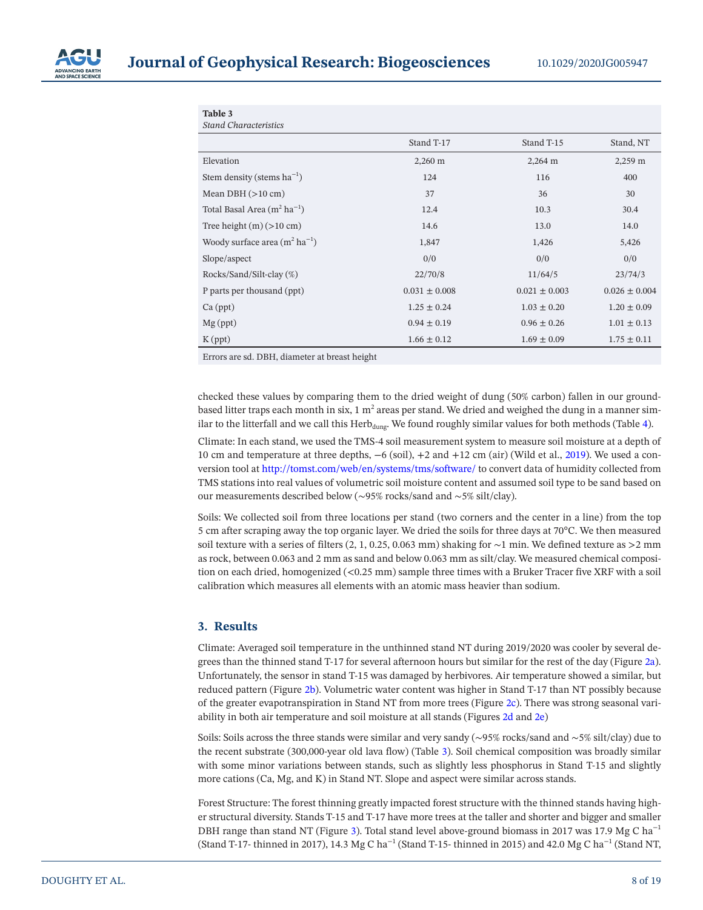**Table 3**
*Stand Characteristics*

| | Stand T-17 | Stand T-15 | Stand, NT |
|---|---|---|---|
| Elevation | 2,260 m | 2,264 m | 2,259 m |
| Stem density (stems $ha^{-1}$) | 124 | 116 | 400 |
| Mean DBH (>10 cm) | 37 | 36 | 30 |
| Total Basal Area ($m^2$ $ha^{-1}$) | 12.4 | 10.3 | 30.4 |
| Tree height (m) (>10 cm) | 14.6 | 13.0 | 14.0 |
| Woody surface area ($m^2$ $ha^{-1}$) | 1,847 | 1,426 | 5,426 |
| Slope/aspect | 0/0 | 0/0 | 0/0 |
| Rocks/Sand/Silt-clay (%) | 22/70/8 | 11/64/5 | 23/74/3 |
| P parts per thousand (ppt) | 0.031 ± 0.008 | 0.021 ± 0.003 | 0.026 ± 0.004 |
| Ca (ppt) | 1.25 ± 0.24 | 1.03 ± 0.20 | 1.20 ± 0.09 |
| Mg (ppt) | 0.94 ± 0.19 | 0.96 ± 0.26 | 1.01 ± 0.13 |
| K (ppt) | 1.66 ± 0.12 | 1.69 ± 0.09 | 1.75 ± 0.11 |

Errors are sd. DBH, diameter at breast height

checked these values by comparing them to the dried weight of dung (50% carbon) fallen in our ground-based litter traps each month in six, 1 $m^2$ areas per stand. We dried and weighed the dung in a manner similar to the litterfall and we call this $Herb_{dung}$. We found roughly similar values for both methods (Table 4).

Climate: In each stand, we used the TMS-4 soil measurement system to measure soil moisture at a depth of 10 cm and temperature at three depths, −6 (soil), +2 and +12 cm (air) (Wild et al., 2019). We used a conversion tool at http://tomst.com/web/en/systems/tms/software/ to convert data of humidity collected from TMS stations into real values of volumetric soil moisture content and assumed soil type to be sand based on our measurements described below (~95% rocks/sand and ~5% silt/clay).

Soils: We collected soil from three locations per stand (two corners and the center in a line) from the top 5 cm after scraping away the top organic layer. We dried the soils for three days at 70°C. We then measured soil texture with a series of filters (2, 1, 0.25, 0.063 mm) shaking for ~1 min. We defined texture as >2 mm as rock, between 0.063 and 2 mm as sand and below 0.063 mm as silt/clay. We measured chemical composition on each dried, homogenized (<0.25 mm) sample three times with a Bruker Tracer five XRF with a soil calibration which measures all elements with an atomic mass heavier than sodium.

## 3. Results

Climate: Averaged soil temperature in the unthinned stand NT during 2019/2020 was cooler by several degrees than the thinned stand T-17 for several afternoon hours but similar for the rest of the day (Figure 2a). Unfortunately, the sensor in stand T-15 was damaged by herbivores. Air temperature showed a similar, but reduced pattern (Figure 2b). Volumetric water content was higher in Stand T-17 than NT possibly because of the greater evapotranspiration in Stand NT from more trees (Figure 2c). There was strong seasonal variability in both air temperature and soil moisture at all stands (Figures 2d and 2e)

Soils: Soils across the three stands were similar and very sandy (~95% rocks/sand and ~5% silt/clay) due to the recent substrate (300,000-year old lava flow) (Table 3). Soil chemical composition was broadly similar with some minor variations between stands, such as slightly less phosphorus in Stand T-15 and slightly more cations (Ca, Mg, and K) in Stand NT. Slope and aspect were similar across stands.

Forest Structure: The forest thinning greatly impacted forest structure with the thinned stands having higher structural diversity. Stands T-15 and T-17 have more trees at the taller and shorter and bigger and smaller DBH range than stand NT (Figure 3). Total stand level above-ground biomass in 2017 was 17.9 Mg C $ha^{-1}$ (Stand T-17- thinned in 2017), 14.3 Mg C $ha^{-1}$ (Stand T-15- thinned in 2015) and 42.0 Mg C $ha^{-1}$ (Stand NT,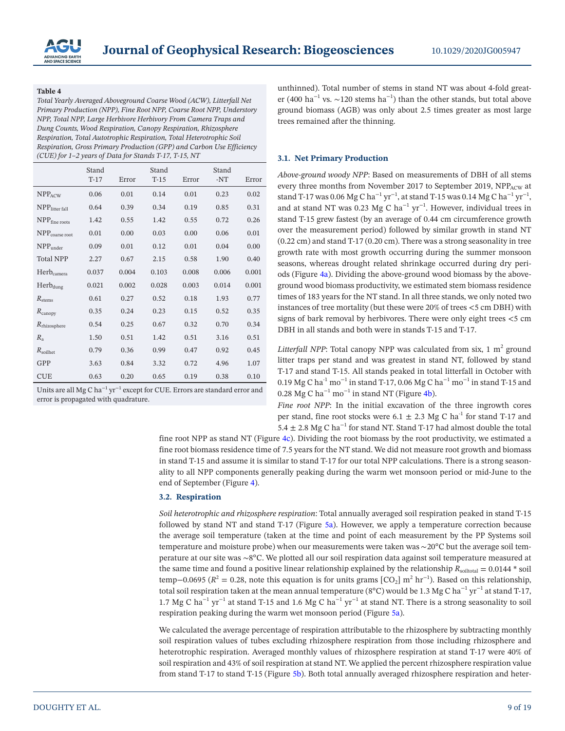**Table 4**

*Total Yearly Averaged Aboveground Coarse Wood (ACW), Litterfall Net Primary Production (NPP), Fine Root NPP, Coarse Root NPP, Understory NPP, Total NPP, Large Herbivore Herbivory From Camera Traps and Dung Counts, Wood Respiration, Canopy Respiration, Rhizosphere Respiration, Total Autotrophic Respiration, Total Heterotrophic Soil Respiration, Gross Primary Production (GPP) and Carbon Use Efficiency (CUE) for 1–2 years of Data for Stands T-17, T-15, NT*

| | Stand T-17 | Error | Stand T-15 | Error | Stand -NT | Error |
|---|---|---|---|---|---|---|
| $NPP_{ACW}$ | 0.06 | 0.01 | 0.14 | 0.01 | 0.23 | 0.02 |
| $NPP_{litter\ fall}$ | 0.64 | 0.39 | 0.34 | 0.19 | 0.85 | 0.31 |
| $NPP_{fine\ roots}$ | 1.42 | 0.55 | 1.42 | 0.55 | 0.72 | 0.26 |
| $NPP_{coarse\ root}$ | 0.01 | 0.00 | 0.03 | 0.00 | 0.06 | 0.01 |
| $NPP_{under}$ | 0.09 | 0.01 | 0.12 | 0.01 | 0.04 | 0.00 |
| Total NPP | 2.27 | 0.67 | 2.15 | 0.58 | 1.90 | 0.40 |
| $Herb_{camera}$ | 0.037 | 0.004 | 0.103 | 0.008 | 0.006 | 0.001 |
| $Herb_{dung}$ | 0.021 | 0.002 | 0.028 | 0.003 | 0.014 | 0.001 |
| $R_{stems}$ | 0.61 | 0.27 | 0.52 | 0.18 | 1.93 | 0.77 |
| $R_{canopy}$ | 0.35 | 0.24 | 0.23 | 0.15 | 0.52 | 0.35 |
| $R_{rhizosphere}$ | 0.54 | 0.25 | 0.67 | 0.32 | 0.70 | 0.34 |
| $R_a$ | 1.50 | 0.51 | 1.42 | 0.51 | 3.16 | 0.51 |
| $R_{soilhet}$ | 0.79 | 0.36 | 0.99 | 0.47 | 0.92 | 0.45 |
| GPP | 3.63 | 0.84 | 3.32 | 0.72 | 4.96 | 1.07 |
| CUE | 0.63 | 0.20 | 0.65 | 0.19 | 0.38 | 0.10 |

Units are all Mg C $ha^{-1}$ $yr^{-1}$ except for CUE. Errors are standard error and error is propagated with quadrature.

unthinned). Total number of stems in stand NT was about 4-fold greater (400 $ha^{-1}$ vs. ~120 stems $ha^{-1}$) than the other stands, but total above ground biomass (AGB) was only about 2.5 times greater as most large trees remained after the thinning.

### 3.1. Net Primary Production

*Above-ground woody NPP*: Based on measurements of DBH of all stems every three months from November 2017 to September 2019, $NPP_{ACW}$ at stand T-17 was 0.06 Mg C $ha^{-1}$ $yr^{-1}$, at stand T-15 was 0.14 Mg C $ha^{-1}$ $yr^{-1}$, and at stand NT was 0.23 Mg C $ha^{-1}$ $yr^{-1}$. However, individual trees in stand T-15 grew fastest (by an average of 0.44 cm circumference growth over the measurement period) followed by similar growth in stand NT (0.22 cm) and stand T-17 (0.20 cm). There was a strong seasonality in tree growth rate with most growth occurring during the summer monsoon seasons, whereas drought related shrinkage occurred during dry periods (Figure 4a). Dividing the above-ground wood biomass by the above-ground wood biomass productivity, we estimated stem biomass residence times of 183 years for the NT stand. In all three stands, we only noted two instances of tree mortality (but these were 20% of trees <5 cm DBH) with signs of bark removal by herbivores. There were only eight trees <5 cm DBH in all stands and both were in stands T-15 and T-17.

*Litterfall NPP*: Total canopy NPP was calculated from six, 1 $m^2$ ground litter traps per stand and was greatest in stand NT, followed by stand T-17 and stand T-15. All stands peaked in total litterfall in October with 0.19 Mg C $ha^{-1}$ $mo^{-1}$ in stand T-17, 0.06 Mg C $ha^{-1}$ $mo^{-1}$ in stand T-15 and 0.28 Mg C $ha^{-1}$ $mo^{-1}$ in stand NT (Figure 4b).

*Fine root NPP*: In the initial excavation of the three ingrowth cores per stand, fine root stocks were 6.1 ± 2.3 Mg C $ha^{-1}$ for stand T-17 and 5.4 ± 2.8 Mg C $ha^{-1}$ for stand NT. Stand T-17 had almost double the total fine root NPP as stand NT (Figure 4c). Dividing the root biomass by the root productivity, we estimated a fine root biomass residence time of 7.5 years for the NT stand. We did not measure root growth and biomass in stand T-15 and assume it is similar to stand T-17 for our total NPP calculations. There is a strong seasonality to all NPP components generally peaking during the warm wet monsoon period or mid-June to the end of September (Figure 4).

### 3.2. Respiration

*Soil heterotrophic and rhizosphere respiration*: Total annually averaged soil respiration peaked in stand T-15 followed by stand NT and stand T-17 (Figure 5a). However, we apply a temperature correction because the average soil temperature (taken at the time and point of each measurement by the PP Systems soil temperature and moisture probe) when our measurements were taken was ~20°C but the average soil temperature at our site was ~8°C. We plotted all our soil respiration data against soil temperature measured at the same time and found a positive linear relationship explained by the relationship $R_{soiltotal} = 0.0144 * \text{soil temp} - 0.0695$ ($R^2 = 0.28$, note this equation is for units grams [$CO_2$] $m^2$ $hr^{-1}$). Based on this relationship, total soil respiration taken at the mean annual temperature (8°C) would be 1.3 Mg C $ha^{-1}$ $yr^{-1}$ at stand T-17, 1.7 Mg C $ha^{-1}$ $yr^{-1}$ at stand T-15 and 1.6 Mg C $ha^{-1}$ $yr^{-1}$ at stand NT. There is a strong seasonality to soil respiration peaking during the warm wet monsoon period (Figure 5a).

We calculated the average percentage of respiration attributable to the rhizosphere by subtracting monthly soil respiration values of tubes excluding rhizosphere respiration from those including rhizosphere and heterotrophic respiration. Averaged monthly values of rhizosphere respiration at stand T-17 were 40% of soil respiration and 43% of soil respiration at stand NT. We applied the percent rhizosphere respiration value from stand T-17 to stand T-15 (Figure 5b). Both total annually averaged rhizosphere respiration and heter-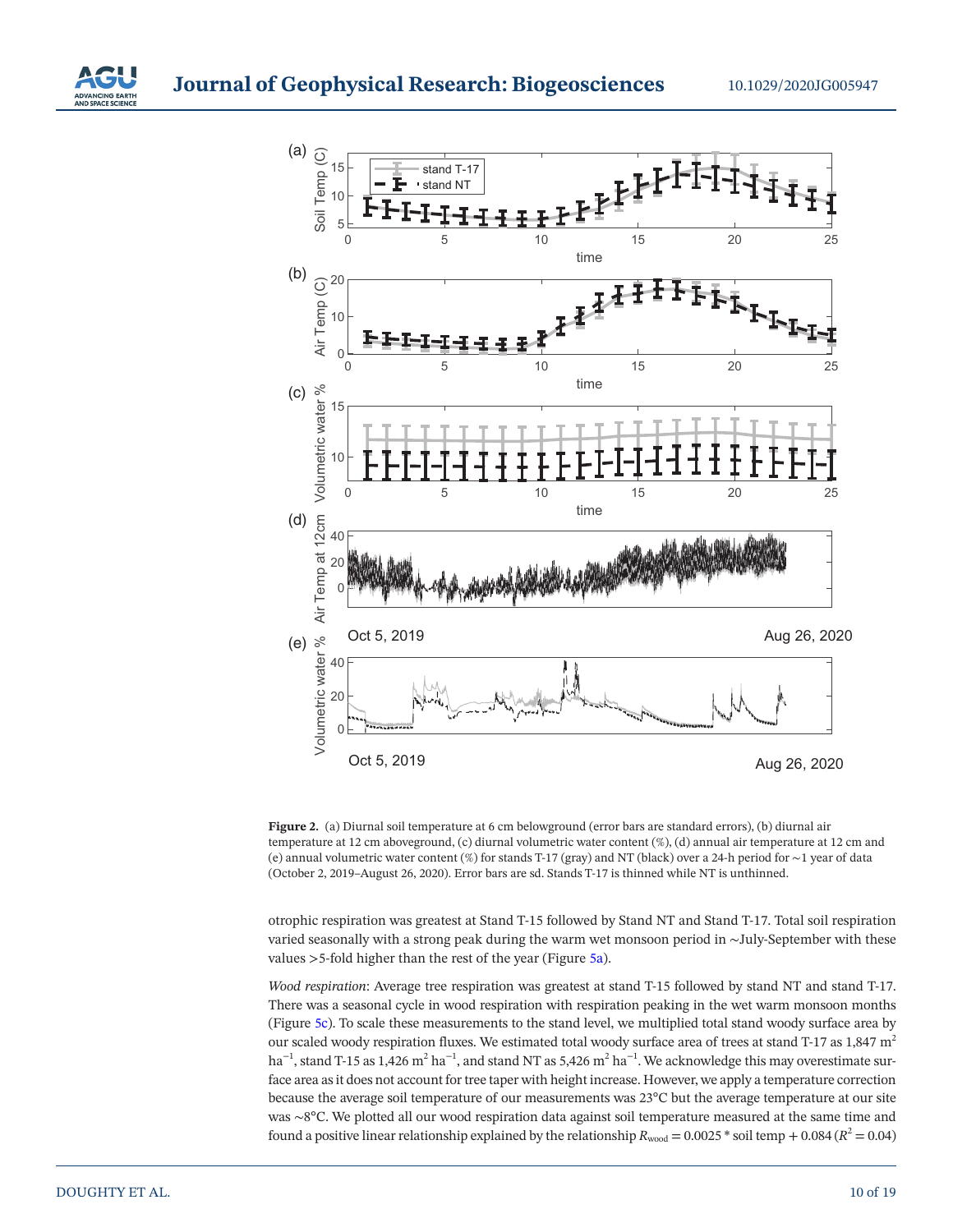**Figure 2.** (a) Diurnal soil temperature at 6 cm belowground (error bars are standard errors), (b) diurnal air temperature at 12 cm aboveground, (c) diurnal volumetric water content (%), (d) annual air temperature at 12 cm and (e) annual volumetric water content (%) for stands T-17 (gray) and NT (black) over a 24-h period for ∼1 year of data (October 2, 2019–August 26, 2020). Error bars are sd. Stands T-17 is thinned while NT is unthinned.

otrophic respiration was greatest at Stand T-15 followed by Stand NT and Stand T-17. Total soil respiration varied seasonally with a strong peak during the warm wet monsoon period in ∼July-September with these values >5-fold higher than the rest of the year (Figure 5a).

*Wood respiration*: Average tree respiration was greatest at stand T-15 followed by stand NT and stand T-17. There was a seasonal cycle in wood respiration with respiration peaking in the wet warm monsoon months (Figure 5c). To scale these measurements to the stand level, we multiplied total stand woody surface area by our scaled woody respiration fluxes. We estimated total woody surface area of trees at stand T-17 as 1,847 $m^2$ $ha^{-1}$, stand T-15 as 1,426 $m^2$ $ha^{-1}$, and stand NT as 5,426 $m^2$ $ha^{-1}$. We acknowledge this may overestimate surface area as it does not account for tree taper with height increase. However, we apply a temperature correction because the average soil temperature of our measurements was 23°C but the average temperature at our site was ∼8°C. We plotted all our wood respiration data against soil temperature measured at the same time and found a positive linear relationship explained by the relationship $R_{wood} = 0.0025 * \text{soil temp} + 0.084$ ($R^2 = 0.04$)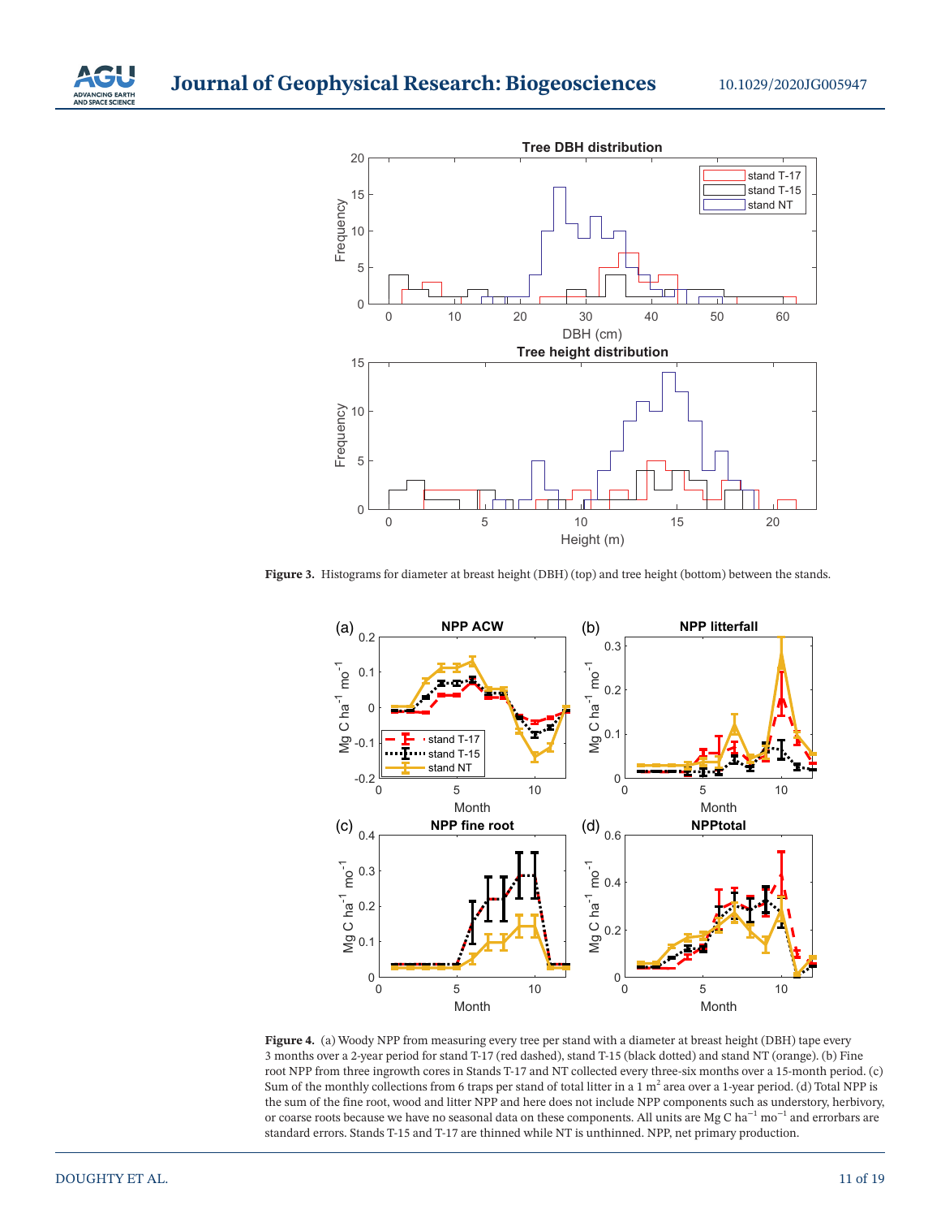**Figure 3.** Histograms for diameter at breast height (DBH) (top) and tree height (bottom) between the stands.

**Figure 4.** (a) Woody NPP from measuring every tree per stand with a diameter at breast height (DBH) tape every 3 months over a 2-year period for stand T-17 (red dashed), stand T-15 (black dotted) and stand NT (orange). (b) Fine root NPP from three ingrowth cores in Stands T-17 and NT collected every three-six months over a 15-month period. (c) Sum of the monthly collections from 6 traps per stand of total litter in a 1 $m^2$ area over a 1-year period. (d) Total NPP is the sum of the fine root, wood and litter NPP and here does not include NPP components such as understory, herbivory, or coarse roots because we have no seasonal data on these components. All units are Mg C $ha^{-1}$ $mo^{-1}$ and errorbars are standard errors. Stands T-15 and T-17 are thinned while NT is unthinned. NPP, net primary production.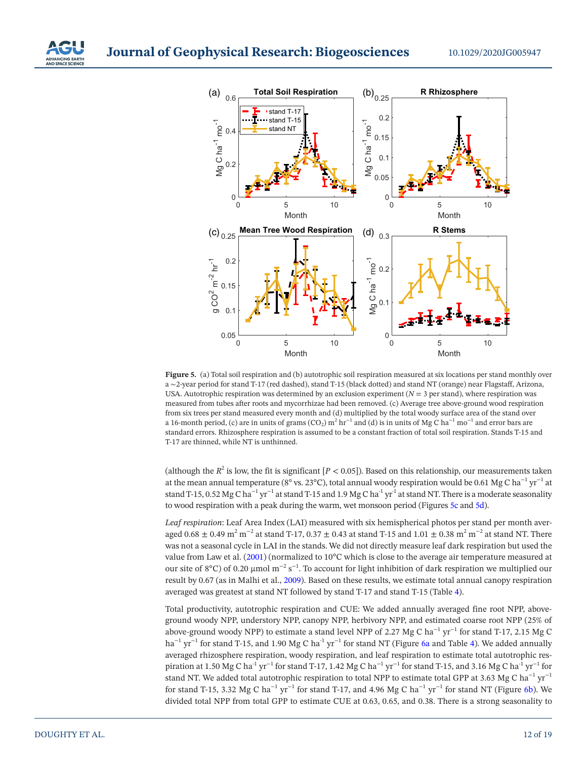**Figure 5.** (a) Total soil respiration and (b) autotrophic soil respiration measured at six locations per stand monthly over a ~2-year period for stand T-17 (red dashed), stand T-15 (black dotted) and stand NT (orange) near Flagstaff, Arizona, USA. Autotrophic respiration was determined by an exclusion experiment ($N = 3$ per stand), where respiration was measured from tubes after roots and mycorrhizae had been removed. (c) Average tree above-ground wood respiration from six trees per stand measured every month and (d) multiplied by the total woody surface area of the stand over a 16-month period, (c) are in units of grams ($CO_2$) $m^2$ $hr^{-1}$ and (d) is in units of Mg C $ha^{-1}$ $mo^{-1}$ and error bars are standard errors. Rhizosphere respiration is assumed to be a constant fraction of total soil respiration. Stands T-15 and T-17 are thinned, while NT is unthinned.

(although the $R^2$ is low, the fit is significant [$P < 0.05$]). Based on this relationship, our measurements taken at the mean annual temperature (8° vs. 23°C), total annual woody respiration would be 0.61 Mg C $ha^{-1}$ $yr^{-1}$ at stand T-15, 0.52 Mg C $ha^{-1}$ $yr^{-1}$ at stand T-15 and 1.9 Mg C $ha^{-1}$ $yr^{-1}$ at stand NT. There is a moderate seasonality to wood respiration with a peak during the warm, wet monsoon period (Figures 5c and 5d).

*Leaf respiration*: Leaf Area Index (LAI) measured with six hemispherical photos per stand per month averaged 0.68 ± 0.49 $m^2$ $m^{-2}$ at stand T-17, 0.37 ± 0.43 at stand T-15 and 1.01 ± 0.38 $m^2$ $m^{-2}$ at stand NT. There was not a seasonal cycle in LAI in the stands. We did not directly measure leaf dark respiration but used the value from Law et al. (2001) (normalized to 10°C which is close to the average air temperature measured at our site of 8°C) of 0.20 μmol $m^{-2}$ $s^{-1}$. To account for light inhibition of dark respiration we multiplied our result by 0.67 (as in Malhi et al., 2009). Based on these results, we estimate total annual canopy respiration averaged was greatest at stand NT followed by stand T-17 and stand T-15 (Table 4).

Total productivity, autotrophic respiration and CUE: We added annually averaged fine root NPP, above-ground woody NPP, understory NPP, canopy NPP, herbivory NPP, and estimated coarse root NPP (25% of above-ground woody NPP) to estimate a stand level NPP of 2.27 Mg C $ha^{-1}$ $yr^{-1}$ for stand T-17, 2.15 Mg C $ha^{-1}$ $yr^{-1}$ for stand T-15, and 1.90 Mg C $ha^{-1}$ $yr^{-1}$ for stand NT (Figure 6a and Table 4). We added annually averaged rhizosphere respiration, woody respiration, and leaf respiration to estimate total autotrophic respiration at 1.50 Mg C $ha^{-1}$ $yr^{-1}$ for stand T-17, 1.42 Mg C $ha^{-1}$ $yr^{-1}$ for stand T-15, and 3.16 Mg C $ha^{-1}$ $yr^{-1}$ for stand NT. We added total autotrophic respiration to total NPP to estimate total GPP at 3.63 Mg C $ha^{-1}$ $yr^{-1}$ for stand T-15, 3.32 Mg C $ha^{-1}$ $yr^{-1}$ for stand T-17, and 4.96 Mg C $ha^{-1}$ $yr^{-1}$ for stand NT (Figure 6b). We divided total NPP from total GPP to estimate CUE at 0.63, 0.65, and 0.38. There is a strong seasonality to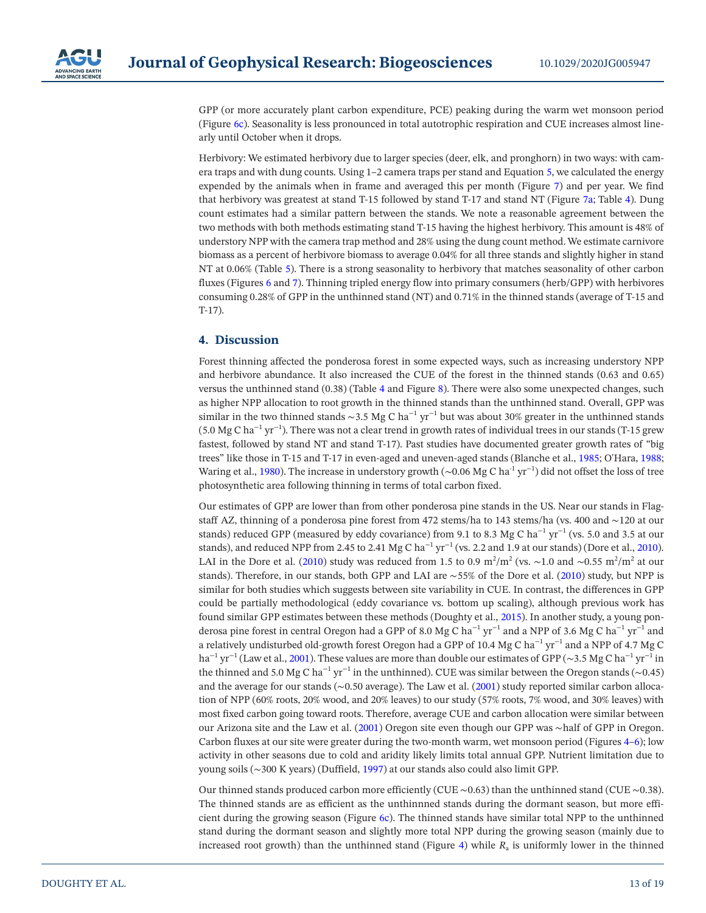GPP (or more accurately plant carbon expenditure, PCE) peaking during the warm wet monsoon period (Figure 6c). Seasonality is less pronounced in total autotrophic respiration and CUE increases almost linearly until October when it drops.

Herbivory: We estimated herbivory due to larger species (deer, elk, and pronghorn) in two ways: with camera traps and with dung counts. Using 1–2 camera traps per stand and Equation 5, we calculated the energy expended by the animals when in frame and averaged this per month (Figure 7) and per year. We find that herbivory was greatest at stand T-15 followed by stand T-17 and stand NT (Figure 7a; Table 4). Dung count estimates had a similar pattern between the stands. We note a reasonable agreement between the two methods with both methods estimating stand T-15 having the highest herbivory. This amount is 48% of understory NPP with the camera trap method and 28% using the dung count method. We estimate carnivore biomass as a percent of herbivore biomass to average 0.04% for all three stands and slightly higher in stand NT at 0.06% (Table 5). There is a strong seasonality to herbivory that matches seasonality of other carbon fluxes (Figures 6 and 7). Thinning tripled energy flow into primary consumers (herb/GPP) with herbivores consuming 0.28% of GPP in the unthinned stand (NT) and 0.71% in the thinned stands (average of T-15 and T-17).

## 4. Discussion

Forest thinning affected the ponderosa forest in some expected ways, such as increasing understory NPP and herbivore abundance. It also increased the CUE of the forest in the thinned stands (0.63 and 0.65) versus the unthinned stand (0.38) (Table 4 and Figure 8). There were also some unexpected changes, such as higher NPP allocation to root growth in the thinned stands than the unthinned stand. Overall, GPP was similar in the two thinned stands ~3.5 Mg C $ha^{-1}$ $yr^{-1}$ but was about 30% greater in the unthinned stands (5.0 Mg C $ha^{-1}$ $yr^{-1}$). There was not a clear trend in growth rates of individual trees in our stands (T-15 grew fastest, followed by stand NT and stand T-17). Past studies have documented greater growth rates of "big trees" like those in T-15 and T-17 in even-aged and uneven-aged stands (Blanche et al., 1985; O'Hara, 1988; Waring et al., 1980). The increase in understory growth (~0.06 Mg C $ha^{-1}$ $yr^{-1}$) did not offset the loss of tree photosynthetic area following thinning in terms of total carbon fixed.

Our estimates of GPP are lower than from other ponderosa pine stands in the US. Near our stands in Flagstaff AZ, thinning of a ponderosa pine forest from 472 stems/ha to 143 stems/ha (vs. 400 and ~120 at our stands) reduced GPP (measured by eddy covariance) from 9.1 to 8.3 Mg C $ha^{-1}$ $yr^{-1}$ (vs. 5.0 and 3.5 at our stands), and reduced NPP from 2.45 to 2.41 Mg C $ha^{-1}$ $yr^{-1}$ (vs. 2.2 and 1.9 at our stands) (Dore et al., 2010). LAI in the Dore et al. (2010) study was reduced from 1.5 to 0.9 $m^2/m^2$ (vs. ~1.0 and ~0.55 $m^2/m^2$ at our stands). Therefore, in our stands, both GPP and LAI are ~55% of the Dore et al. (2010) study, but NPP is similar for both studies which suggests between site variability in CUE. In contrast, the differences in GPP could be partially methodological (eddy covariance vs. bottom up scaling), although previous work has found similar GPP estimates between these methods (Doughty et al., 2015). In another study, a young ponderosa pine forest in central Oregon had a GPP of 8.0 Mg C $ha^{-1}$ $yr^{-1}$ and a NPP of 3.6 Mg C $ha^{-1}$ $yr^{-1}$ and a relatively undisturbed old-growth forest Oregon had a GPP of 10.4 Mg C $ha^{-1}$ $yr^{-1}$ and a NPP of 4.7 Mg C $ha^{-1}$ $yr^{-1}$ (Law et al., 2001). These values are more than double our estimates of GPP (~3.5 Mg C $ha^{-1}$ $yr^{-1}$ in the thinned and 5.0 Mg C $ha^{-1}$ $yr^{-1}$ in the unthinned). CUE was similar between the Oregon stands (~0.45) and the average for our stands (~0.50 average). The Law et al. (2001) study reported similar carbon allocation of NPP (60% roots, 20% wood, and 20% leaves) to our study (57% roots, 7% wood, and 30% leaves) with most fixed carbon going toward roots. Therefore, average CUE and carbon allocation were similar between our Arizona site and the Law et al. (2001) Oregon site even though our GPP was ~half of GPP in Oregon. Carbon fluxes at our site were greater during the two-month warm, wet monsoon period (Figures 4–6); low activity in other seasons due to cold and aridity likely limits total annual GPP. Nutrient limitation due to young soils (~300 K years) (Duffield, 1997) at our stands also could also limit GPP.

Our thinned stands produced carbon more efficiently (CUE ~0.63) than the unthinned stand (CUE ~0.38). The thinned stands are as efficient as the unthinnned stands during the dormant season, but more efficient during the growing season (Figure 6c). The thinned stands have similar total NPP to the unthinned stand during the dormant season and slightly more total NPP during the growing season (mainly due to increased root growth) than the unthinned stand (Figure 4) while $R_a$ is uniformly lower in the thinned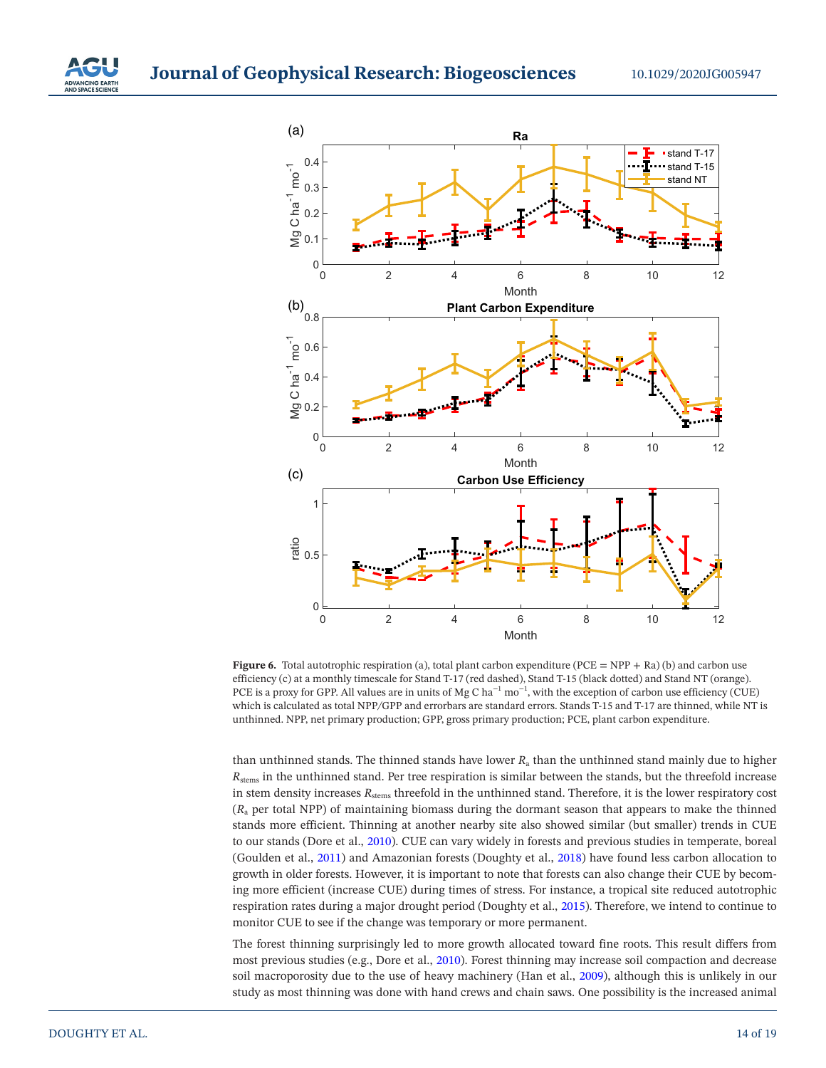**Figure 6.** Total autotrophic respiration (a), total plant carbon expenditure (PCE = NPP + Ra) (b) and carbon use efficiency (c) at a monthly timescale for Stand T-17 (red dashed), Stand T-15 (black dotted) and Stand NT (orange). PCE is a proxy for GPP. All values are in units of Mg C ha$^{-1}$ mo$^{-1}$, with the exception of carbon use efficiency (CUE) which is calculated as total NPP/GPP and errorbars are standard errors. Stands T-15 and T-17 are thinned, while NT is unthinned. NPP, net primary production; GPP, gross primary production; PCE, plant carbon expenditure.

than unthinned stands. The thinned stands have lower $R_a$ than the unthinned stand mainly due to higher $R_{stems}$ in the unthinned stand. Per tree respiration is similar between the stands, but the threefold increase in stem density increases $R_{stems}$ threefold in the unthinned stand. Therefore, it is the lower respiratory cost ($R_a$ per total NPP) of maintaining biomass during the dormant season that appears to make the thinned stands more efficient. Thinning at another nearby site also showed similar (but smaller) trends in CUE to our stands (Dore et al., 2010). CUE can vary widely in forests and previous studies in temperate, boreal (Goulden et al., 2011) and Amazonian forests (Doughty et al., 2018) have found less carbon allocation to growth in older forests. However, it is important to note that forests can also change their CUE by becoming more efficient (increase CUE) during times of stress. For instance, a tropical site reduced autotrophic respiration rates during a major drought period (Doughty et al., 2015). Therefore, we intend to continue to monitor CUE to see if the change was temporary or more permanent.

The forest thinning surprisingly led to more growth allocated toward fine roots. This result differs from most previous studies (e.g., Dore et al., 2010). Forest thinning may increase soil compaction and decrease soil macroporosity due to the use of heavy machinery (Han et al., 2009), although this is unlikely in our study as most thinning was done with hand crews and chain saws. One possibility is the increased animal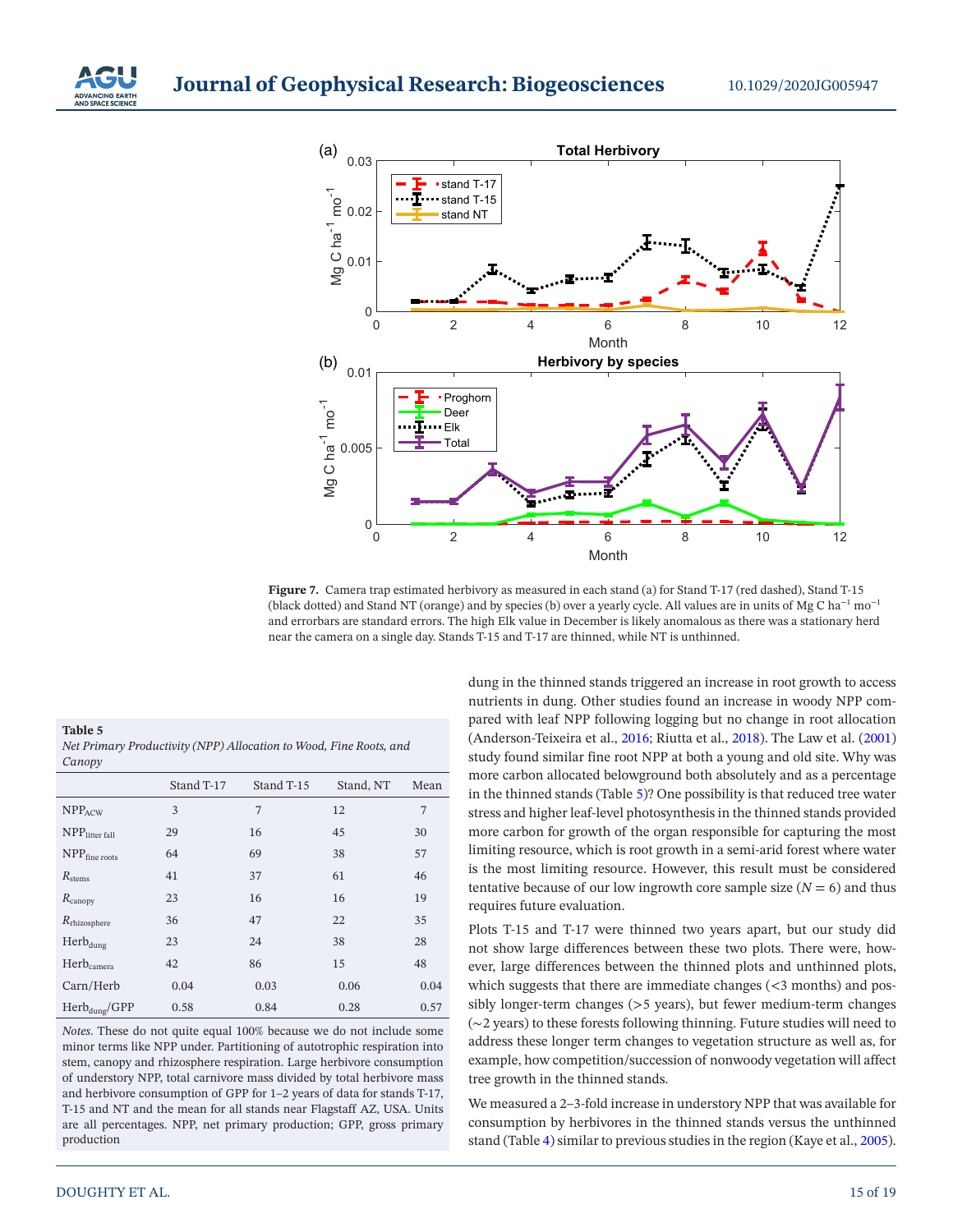**Figure 7.** Camera trap estimated herbivory as measured in each stand (a) for Stand T-17 (red dashed), Stand T-15 (black dotted) and Stand NT (orange) and by species (b) over a yearly cycle. All values are in units of Mg C $ha^{-1}$ $mo^{-1}$ and errorbars are standard errors. The high Elk value in December is likely anomalous as there was a stationary herd near the camera on a single day. Stands T-15 and T-17 are thinned, while NT is unthinned.

**Table 5**
*Net Primary Productivity (NPP) Allocation to Wood, Fine Roots, and Canopy*

| | Stand T-17 | Stand T-15 | Stand, NT | Mean |
|---|---|---|---|---|
| $NPP_{ACW}$ | 3 | 7 | 12 | 7 |
| $NPP_{litter\ fall}$ | 29 | 16 | 45 | 30 |
| $NPP_{fine\ roots}$ | 64 | 69 | 38 | 57 |
| $R_{stems}$ | 41 | 37 | 61 | 46 |
| $R_{canopy}$ | 23 | 16 | 16 | 19 |
| $R_{rhizosphere}$ | 36 | 47 | 22 | 35 |
| $Herb_{dung}$ | 23 | 24 | 38 | 28 |
| $Herb_{camera}$ | 42 | 86 | 15 | 48 |
| Carn/Herb | 0.04 | 0.03 | 0.06 | 0.04 |
| $Herb_{dung}$/GPP | 0.58 | 0.84 | 0.28 | 0.57 |

*Notes*. These do not quite equal 100% because we do not include some minor terms like NPP under. Partitioning of autotrophic respiration into stem, canopy and rhizosphere respiration. Large herbivore consumption of understory NPP, total carnivore mass divided by total herbivore mass and herbivore consumption of GPP for 1–2 years of data for stands T-17, T-15 and NT and the mean for all stands near Flagstaff AZ, USA. Units are all percentages. NPP, net primary production; GPP, gross primary production

dung in the thinned stands triggered an increase in root growth to access nutrients in dung. Other studies found an increase in woody NPP compared with leaf NPP following logging but no change in root allocation (Anderson-Teixeira et al., 2016; Riutta et al., 2018). The Law et al. (2001) study found similar fine root NPP at both a young and old site. Why was more carbon allocated belowground both absolutely and as a percentage in the thinned stands (Table 5)? One possibility is that reduced tree water stress and higher leaf-level photosynthesis in the thinned stands provided more carbon for growth of the organ responsible for capturing the most limiting resource, which is root growth in a semi-arid forest where water is the most limiting resource. However, this result must be considered tentative because of our low ingrowth core sample size ($N = 6$) and thus requires future evaluation.

Plots T-15 and T-17 were thinned two years apart, but our study did not show large differences between these two plots. There were, however, large differences between the thinned plots and unthinned plots, which suggests that there are immediate changes (<3 months) and possibly longer-term changes (>5 years), but fewer medium-term changes (~2 years) to these forests following thinning. Future studies will need to address these longer term changes to vegetation structure as well as, for example, how competition/succession of nonwoody vegetation will affect tree growth in the thinned stands.

We measured a 2–3-fold increase in understory NPP that was available for consumption by herbivores in the thinned stands versus the unthinned stand (Table 4) similar to previous studies in the region (Kaye et al., 2005).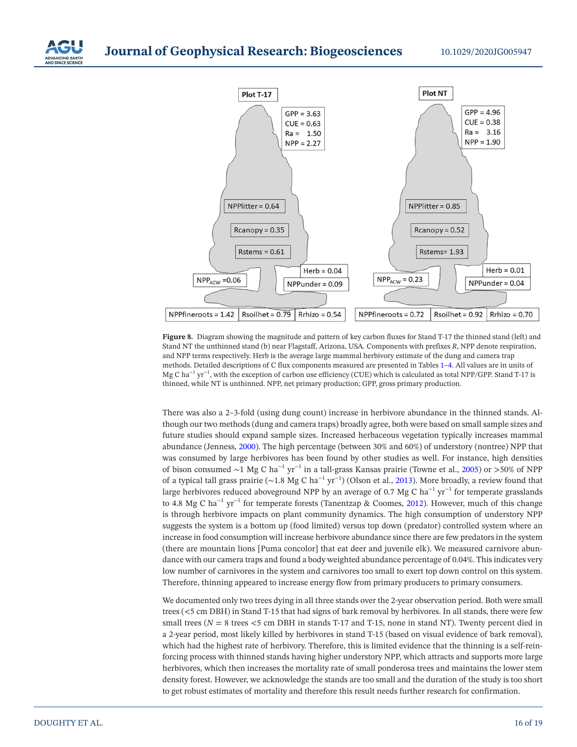Plot T-17

GPP = 3.63
CUE = 0.63
Ra = 1.50
NPP = 2.27

NPPlitter = 0.64

Rcanopy = 0.35

Rstems = 0.61

$NPP_{ACW}$ = 0.06

Herb = 0.04

NPPunder = 0.09

NPPfineroots = 1.42 | Rsoilhet = 0.79 | Rrhizo = 0.54

Plot NT

GPP = 4.96
CUE = 0.38
Ra = 3.16
NPP = 1.90

NPPlitter = 0.85

Rcanopy = 0.52

Rstems = 1.93

$NPP_{ACW}$ = 0.23

Herb = 0.01

NPPunder = 0.04

NPPfineroots = 0.72 | Rsoilhet = 0.92 | Rrhizo = 0.70

**Figure 8.** Diagram showing the magnitude and pattern of key carbon fluxes for Stand T-17 the thinned stand (left) and Stand NT the unthinned stand (b) near Flagstaff, Arizona, USA. Components with prefixes *R*, NPP denote respiration, and NPP terms respectively. Herb is the average large mammal herbivory estimate of the dung and camera trap methods. Detailed descriptions of C flux components measured are presented in Tables 1–4. All values are in units of Mg C $ha^{-1}$ $yr^{-1}$, with the exception of carbon use efficiency (CUE) which is calculated as total NPP/GPP. Stand T-17 is thinned, while NT is unthinned. NPP, net primary production; GPP, gross primary production.

There was also a 2–3-fold (using dung count) increase in herbivore abundance in the thinned stands. Although our two methods (dung and camera traps) broadly agree, both were based on small sample sizes and future studies should expand sample sizes. Increased herbaceous vegetation typically increases mammal abundance (Jenness, 2000). The high percentage (between 30% and 60%) of understory (nontree) NPP that was consumed by large herbivores has been found by other studies as well. For instance, high densities of bison consumed ~1 Mg C $ha^{-1}$ $yr^{-1}$ in a tall-grass Kansas prairie (Towne et al., 2005) or >50% of NPP of a typical tall grass prairie (~1.8 Mg C $ha^{-1}$ $yr^{-1}$) (Olson et al., 2013). More broadly, a review found that large herbivores reduced aboveground NPP by an average of 0.7 Mg C $ha^{-1}$ $yr^{-1}$ for temperate grasslands to 4.8 Mg C $ha^{-1}$ $yr^{-1}$ for temperate forests (Tanentzap & Coomes, 2012). However, much of this change is through herbivore impacts on plant community dynamics. The high consumption of understory NPP suggests the system is a bottom up (food limited) versus top down (predator) controlled system where an increase in food consumption will increase herbivore abundance since there are few predators in the system (there are mountain lions [Puma concolor] that eat deer and juvenile elk). We measured carnivore abundance with our camera traps and found a body weighted abundance percentage of 0.04%. This indicates very low number of carnivores in the system and carnivores too small to exert top down control on this system. Therefore, thinning appeared to increase energy flow from primary producers to primary consumers.

We documented only two trees dying in all three stands over the 2-year observation period. Both were small trees (<5 cm DBH) in Stand T-15 that had signs of bark removal by herbivores. In all stands, there were few small trees ($N = 8$ trees <5 cm DBH in stands T-17 and T-15, none in stand NT). Twenty percent died in a 2-year period, most likely killed by herbivores in stand T-15 (based on visual evidence of bark removal), which had the highest rate of herbivory. Therefore, this is limited evidence that the thinning is a self-reinforcing process with thinned stands having higher understory NPP, which attracts and supports more large herbivores, which then increases the mortality rate of small ponderosa trees and maintains the lower stem density forest. However, we acknowledge the stands are too small and the duration of the study is too short to get robust estimates of mortality and therefore this result needs further research for confirmation.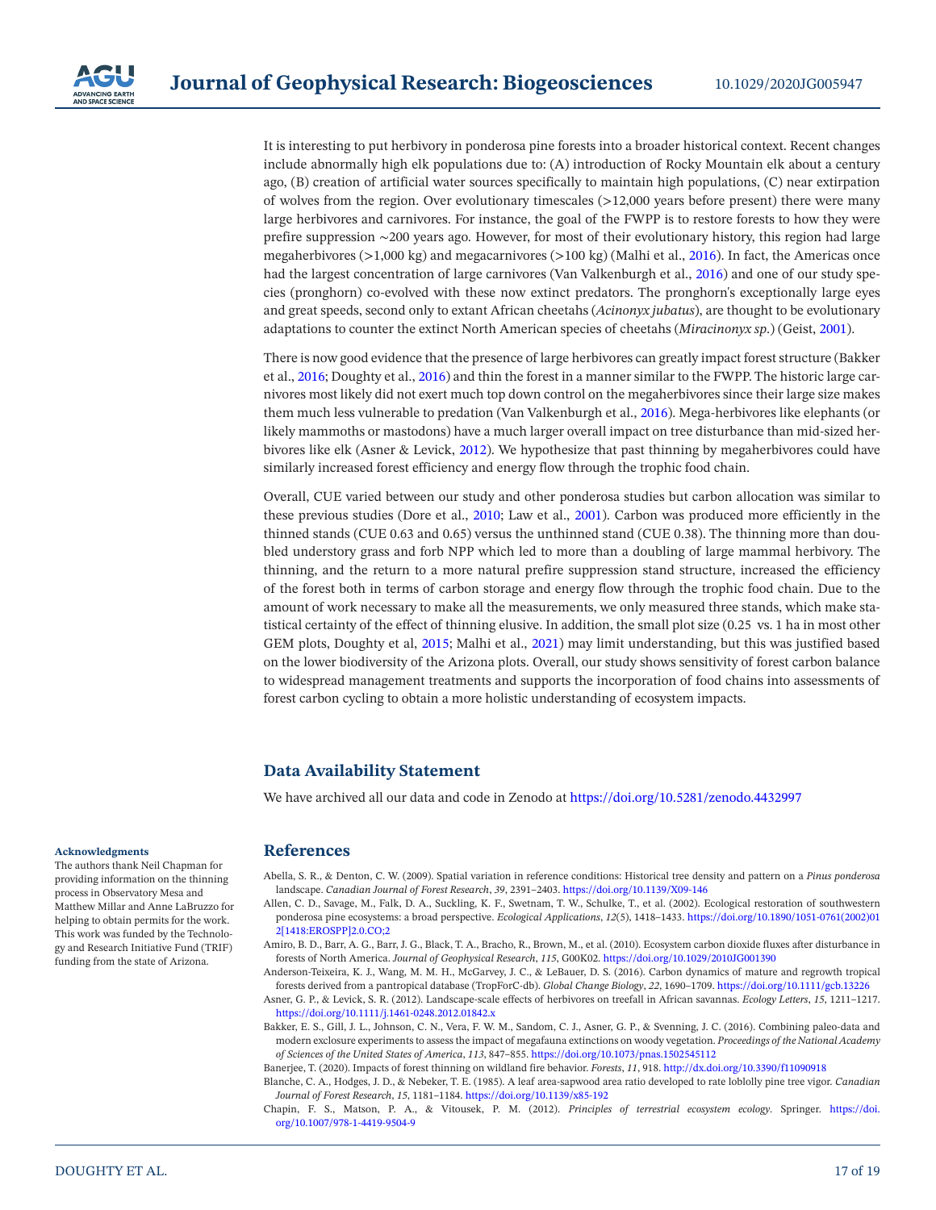It is interesting to put herbivory in ponderosa pine forests into a broader historical context. Recent changes include abnormally high elk populations due to: (A) introduction of Rocky Mountain elk about a century ago, (B) creation of artificial water sources specifically to maintain high populations, (C) near extirpation of wolves from the region. Over evolutionary timescales (>12,000 years before present) there were many large herbivores and carnivores. For instance, the goal of the FWPP is to restore forests to how they were prefire suppression ∼200 years ago. However, for most of their evolutionary history, this region had large megaherbivores (>1,000 kg) and megacarnivores (>100 kg) (Malhi et al., 2016). In fact, the Americas once had the largest concentration of large carnivores (Van Valkenburgh et al., 2016) and one of our study species (pronghorn) co-evolved with these now extinct predators. The pronghorn's exceptionally large eyes and great speeds, second only to extant African cheetahs (*Acinonyx jubatus*), are thought to be evolutionary adaptations to counter the extinct North American species of cheetahs (*Miracinonyx sp.*) (Geist, 2001).

There is now good evidence that the presence of large herbivores can greatly impact forest structure (Bakker et al., 2016; Doughty et al., 2016) and thin the forest in a manner similar to the FWPP. The historic large carnivores most likely did not exert much top down control on the megaherbivores since their large size makes them much less vulnerable to predation (Van Valkenburgh et al., 2016). Mega-herbivores like elephants (or likely mammoths or mastodons) have a much larger overall impact on tree disturbance than mid-sized herbivores like elk (Asner & Levick, 2012). We hypothesize that past thinning by megaherbivores could have similarly increased forest efficiency and energy flow through the trophic food chain.

Overall, CUE varied between our study and other ponderosa studies but carbon allocation was similar to these previous studies (Dore et al., 2010; Law et al., 2001). Carbon was produced more efficiently in the thinned stands (CUE 0.63 and 0.65) versus the unthinned stand (CUE 0.38). The thinning more than doubled understory grass and forb NPP which led to more than a doubling of large mammal herbivory. The thinning, and the return to a more natural prefire suppression stand structure, increased the efficiency of the forest both in terms of carbon storage and energy flow through the trophic food chain. Due to the amount of work necessary to make all the measurements, we only measured three stands, which make statistical certainty of the effect of thinning elusive. In addition, the small plot size (0.25 vs. 1 ha in most other GEM plots, Doughty et al, 2015; Malhi et al., 2021) may limit understanding, but this was justified based on the lower biodiversity of the Arizona plots. Overall, our study shows sensitivity of forest carbon balance to widespread management treatments and supports the incorporation of food chains into assessments of forest carbon cycling to obtain a more holistic understanding of ecosystem impacts.

## Data Availability Statement

We have archived all our data and code in Zenodo at https://doi.org/10.5281/zenodo.4432997

#### Acknowledgments

The authors thank Neil Chapman for providing information on the thinning process in Observatory Mesa and Matthew Millar and Anne LaBruzzo for helping to obtain permits for the work. This work was funded by the Technology and Research Initiative Fund (TRIF) funding from the state of Arizona.

## References

Abella, S. R., & Denton, C. W. (2009). Spatial variation in reference conditions: Historical tree density and pattern on a *Pinus ponderosa* landscape. *Canadian Journal of Forest Research*, *39*, 2391–2403. https://doi.org/10.1139/X09-146

Allen, C. D., Savage, M., Falk, D. A., Suckling, K. F., Swetnam, T. W., Schulke, T., et al. (2002). Ecological restoration of southwestern ponderosa pine ecosystems: a broad perspective. *Ecological Applications*, *12*(5), 1418–1433. https://doi.org/10.1890/1051-0761(2002)012[1418:EROSPP]2.0.CO;2

Amiro, B. D., Barr, A. G., Barr, J. G., Black, T. A., Bracho, R., Brown, M., et al. (2010). Ecosystem carbon dioxide fluxes after disturbance in forests of North America. *Journal of Geophysical Research*, *115*, G00K02. https://doi.org/10.1029/2010JG001390

Anderson-Teixeira, K. J., Wang, M. M. H., McGarvey, J. C., & LeBauer, D. S. (2016). Carbon dynamics of mature and regrowth tropical forests derived from a pantropical database (TropForC-db). *Global Change Biology*, *22*, 1690–1709. https://doi.org/10.1111/gcb.13226

Asner, G. P., & Levick, S. R. (2012). Landscape-scale effects of herbivores on treefall in African savannas. *Ecology Letters*, *15*, 1211–1217. https://doi.org/10.1111/j.1461-0248.2012.01842.x

Bakker, E. S., Gill, J. L., Johnson, C. N., Vera, F. W. M., Sandom, C. J., Asner, G. P., & Svenning, J. C. (2016). Combining paleo-data and modern exclosure experiments to assess the impact of megafauna extinctions on woody vegetation. *Proceedings of the National Academy of Sciences of the United States of America*, *113*, 847–855. https://doi.org/10.1073/pnas.1502545112

Banerjee, T. (2020). Impacts of forest thinning on wildland fire behavior. *Forests*, *11*, 918. http://dx.doi.org/10.3390/f11090918

Blanche, C. A., Hodges, J. D., & Nebeker, T. E. (1985). A leaf area-sapwood area ratio developed to rate loblolly pine tree vigor. *Canadian Journal of Forest Research*, *15*, 1181–1184. https://doi.org/10.1139/x85-192

Chapin, F. S., Matson, P. A., & Vitousek, P. M. (2012). *Principles of terrestrial ecosystem ecology*. Springer. https://doi.org/10.1007/978-1-4419-9504-9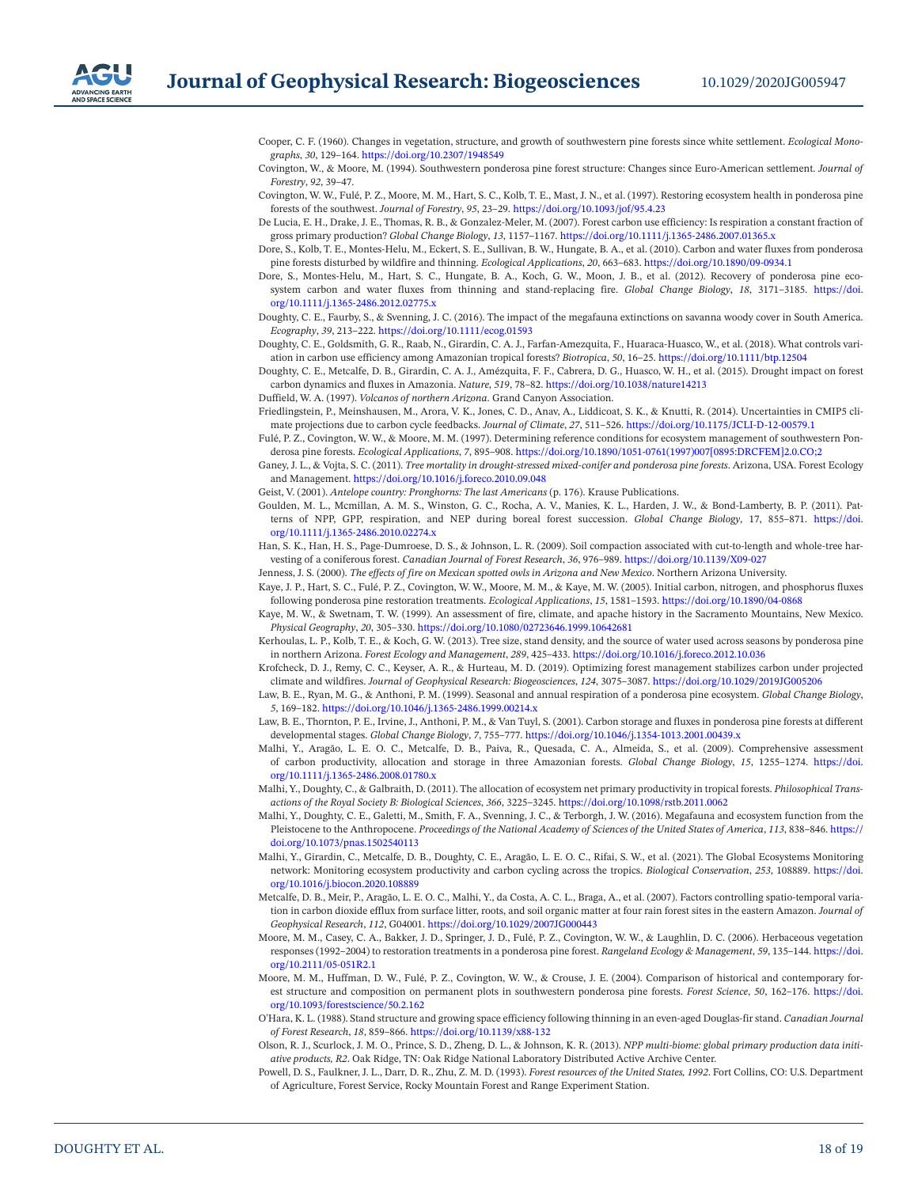Cooper, C. F. (1960). Changes in vegetation, structure, and growth of southwestern pine forests since white settlement. *Ecological Monographs*, *30*, 129–164. https://doi.org/10.2307/1948549

Covington, W., & Moore, M. (1994). Southwestern ponderosa pine forest structure: Changes since Euro-American settlement. *Journal of Forestry*, *92*, 39–47.

Covington, W. W., Fulé, P. Z., Moore, M. M., Hart, S. C., Kolb, T. E., Mast, J. N., et al. (1997). Restoring ecosystem health in ponderosa pine forests of the southwest. *Journal of Forestry*, *95*, 23–29. https://doi.org/10.1093/jof/95.4.23

De Lucia, E. H., Drake, J. E., Thomas, R. B., & Gonzalez-Meler, M. (2007). Forest carbon use efficiency: Is respiration a constant fraction of gross primary production? *Global Change Biology*, *13*, 1157–1167. https://doi.org/10.1111/j.1365-2486.2007.01365.x

Dore, S., Kolb, T. E., Montes-Helu, M., Eckert, S. E., Sullivan, B. W., Hungate, B. A., et al. (2010). Carbon and water fluxes from ponderosa pine forests disturbed by wildfire and thinning. *Ecological Applications*, *20*, 663–683. https://doi.org/10.1890/09-0934.1

Dore, S., Montes-Helu, M., Hart, S. C., Hungate, B. A., Koch, G. W., Moon, J. B., et al. (2012). Recovery of ponderosa pine ecosystem carbon and water fluxes from thinning and stand-replacing fire. *Global Change Biology*, *18*, 3171–3185. https://doi.org/10.1111/j.1365-2486.2012.02775.x

Doughty, C. E., Faurby, S., & Svenning, J. C. (2016). The impact of the megafauna extinctions on savanna woody cover in South America. *Ecography*, *39*, 213–222. https://doi.org/10.1111/ecog.01593

Doughty, C. E., Goldsmith, G. R., Raab, N., Girardin, C. A. J., Farfan-Amezquita, F., Huaraca-Huasco, W., et al. (2018). What controls variation in carbon use efficiency among Amazonian tropical forests? *Biotropica*, *50*, 16–25. https://doi.org/10.1111/btp.12504

Doughty, C. E., Metcalfe, D. B., Girardin, C. A. J., Amézquita, F. F., Cabrera, D. G., Huasco, W. H., et al. (2015). Drought impact on forest carbon dynamics and fluxes in Amazonia. *Nature*, *519*, 78–82. https://doi.org/10.1038/nature14213

Duffield, W. A. (1997). *Volcanos of northern Arizona*. Grand Canyon Association.

Friedlingstein, P., Meinshausen, M., Arora, V. K., Jones, C. D., Anav, A., Liddicoat, S. K., & Knutti, R. (2014). Uncertainties in CMIP5 climate projections due to carbon cycle feedbacks. *Journal of Climate*, *27*, 511–526. https://doi.org/10.1175/JCLI-D-12-00579.1

Fulé, P. Z., Covington, W. W., & Moore, M. M. (1997). Determining reference conditions for ecosystem management of southwestern Ponderosa pine forests. *Ecological Applications*, *7*, 895–908. https://doi.org/10.1890/1051-0761(1997)007[0895:DRCFEM]2.0.CO;2

Ganey, J. L., & Vojta, S. C. (2011). *Tree mortality in drought-stressed mixed-conifer and ponderosa pine forests*. Arizona, USA. Forest Ecology and Management. https://doi.org/10.1016/j.foreco.2010.09.048

Geist, V. (2001). *Antelope country: Pronghorns: The last Americans* (p. 176). Krause Publications.

Goulden, M. L., Mcmillan, A. M. S., Winston, G. C., Rocha, A. V., Manies, K. L., Harden, J. W., & Bond-Lamberty, B. P. (2011). Patterns of NPP, GPP, respiration, and NEP during boreal forest succession. *Global Change Biology*, 17, 855–871. https://doi.org/10.1111/j.1365-2486.2010.02274.x

Han, S. K., Han, H. S., Page-Dumroese, D. S., & Johnson, L. R. (2009). Soil compaction associated with cut-to-length and whole-tree harvesting of a coniferous forest. *Canadian Journal of Forest Research*, *36*, 976–989. https://doi.org/10.1139/X09-027

Jenness, J. S. (2000). *The effects of fire on Mexican spotted owls in Arizona and New Mexico*. Northern Arizona University.

Kaye, J. P., Hart, S. C., Fulé, P. Z., Covington, W. W., Moore, M. M., & Kaye, M. W. (2005). Initial carbon, nitrogen, and phosphorus fluxes following ponderosa pine restoration treatments. *Ecological Applications*, *15*, 1581–1593. https://doi.org/10.1890/04-0868

Kaye, M. W., & Swetnam, T. W. (1999). An assessment of fire, climate, and apache history in the Sacramento Mountains, New Mexico. *Physical Geography*, *20*, 305–330. https://doi.org/10.1080/02723646.1999.10642681

Kerhoulas, L. P., Kolb, T. E., & Koch, G. W. (2013). Tree size, stand density, and the source of water used across seasons by ponderosa pine in northern Arizona. *Forest Ecology and Management*, *289*, 425–433. https://doi.org/10.1016/j.foreco.2012.10.036

Krofcheck, D. J., Remy, C. C., Keyser, A. R., & Hurteau, M. D. (2019). Optimizing forest management stabilizes carbon under projected climate and wildfires. *Journal of Geophysical Research: Biogeosciences*, *124*, 3075–3087. https://doi.org/10.1029/2019JG005206

Law, B. E., Ryan, M. G., & Anthoni, P. M. (1999). Seasonal and annual respiration of a ponderosa pine ecosystem. *Global Change Biology*, *5*, 169–182. https://doi.org/10.1046/j.1365-2486.1999.00214.x

Law, B. E., Thornton, P. E., Irvine, J., Anthoni, P. M., & Van Tuyl, S. (2001). Carbon storage and fluxes in ponderosa pine forests at different developmental stages. *Global Change Biology*, *7*, 755–777. https://doi.org/10.1046/j.1354-1013.2001.00439.x

Malhi, Y., Aragão, L. E. O. C., Metcalfe, D. B., Paiva, R., Quesada, C. A., Almeida, S., et al. (2009). Comprehensive assessment of carbon productivity, allocation and storage in three Amazonian forests. *Global Change Biology*, *15*, 1255–1274. https://doi.org/10.1111/j.1365-2486.2008.01780.x

Malhi, Y., Doughty, C., & Galbraith, D. (2011). The allocation of ecosystem net primary productivity in tropical forests. *Philosophical Transactions of the Royal Society B: Biological Sciences*, *366*, 3225–3245. https://doi.org/10.1098/rstb.2011.0062

Malhi, Y., Doughty, C. E., Galetti, M., Smith, F. A., Svenning, J. C., & Terborgh, J. W. (2016). Megafauna and ecosystem function from the Pleistocene to the Anthropocene. *Proceedings of the National Academy of Sciences of the United States of America*, *113*, 838–846. https://doi.org/10.1073/pnas.1502540113

Malhi, Y., Girardin, C., Metcalfe, D. B., Doughty, C. E., Aragão, L. E. O. C., Rifai, S. W., et al. (2021). The Global Ecosystems Monitoring network: Monitoring ecosystem productivity and carbon cycling across the tropics. *Biological Conservation*, *253*, 108889. https://doi.org/10.1016/j.biocon.2020.108889

Metcalfe, D. B., Meir, P., Aragão, L. E. O. C., Malhi, Y., da Costa, A. C. L., Braga, A., et al. (2007). Factors controlling spatio-temporal variation in carbon dioxide efflux from surface litter, roots, and soil organic matter at four rain forest sites in the eastern Amazon. *Journal of Geophysical Research*, *112*, G04001. https://doi.org/10.1029/2007JG000443

Moore, M. M., Casey, C. A., Bakker, J. D., Springer, J. D., Fulé, P. Z., Covington, W. W., & Laughlin, D. C. (2006). Herbaceous vegetation responses (1992–2004) to restoration treatments in a ponderosa pine forest. *Rangeland Ecology & Management*, *59*, 135–144. https://doi.org/10.2111/05-051R2.1

Moore, M. M., Huffman, D. W., Fulé, P. Z., Covington, W. W., & Crouse, J. E. (2004). Comparison of historical and contemporary forest structure and composition on permanent plots in southwestern ponderosa pine forests. *Forest Science*, *50*, 162–176. https://doi.org/10.1093/forestscience/50.2.162

O'Hara, K. L. (1988). Stand structure and growing space efficiency following thinning in an even-aged Douglas-fir stand. *Canadian Journal of Forest Research*, *18*, 859–866. https://doi.org/10.1139/x88-132

Olson, R. J., Scurlock, J. M. O., Prince, S. D., Zheng, D. L., & Johnson, K. R. (2013). *NPP multi-biome: global primary production data initiative products, R2*. Oak Ridge, TN: Oak Ridge National Laboratory Distributed Active Archive Center.

Powell, D. S., Faulkner, J. L., Darr, D. R., Zhu, Z. M. D. (1993). *Forest resources of the United States, 1992*. Fort Collins, CO: U.S. Department of Agriculture, Forest Service, Rocky Mountain Forest and Range Experiment Station.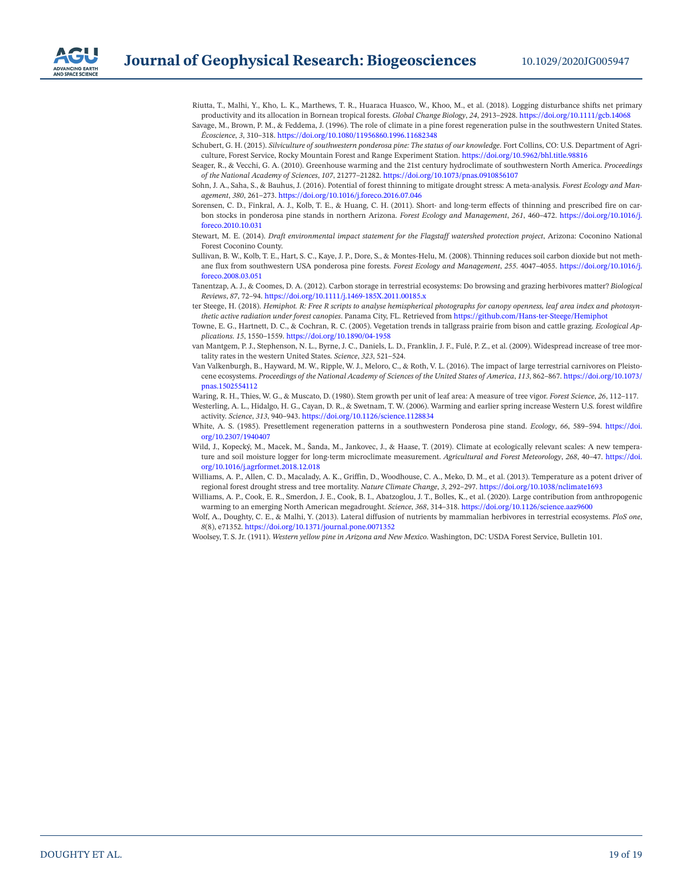Riutta, T., Malhi, Y., Kho, L. K., Marthews, T. R., Huaraca Huasco, W., Khoo, M., et al. (2018). Logging disturbance shifts net primary productivity and its allocation in Bornean tropical forests. *Global Change Biology*, *24*, 2913–2928. https://doi.org/10.1111/gcb.14068

Savage, M., Brown, P. M., & Feddema, J. (1996). The role of climate in a pine forest regeneration pulse in the southwestern United States. *Écoscience*, *3*, 310–318. https://doi.org/10.1080/11956860.1996.11682348

Schubert, G. H. (2015). *Silviculture of southwestern ponderosa pine: The status of our knowledge*. Fort Collins, CO: U.S. Department of Agriculture, Forest Service, Rocky Mountain Forest and Range Experiment Station. https://doi.org/10.5962/bhl.title.98816

Seager, R., & Vecchi, G. A. (2010). Greenhouse warming and the 21st century hydroclimate of southwestern North America. *Proceedings of the National Academy of Sciences*, *107*, 21277–21282. https://doi.org/10.1073/pnas.0910856107

Sohn, J. A., Saha, S., & Bauhus, J. (2016). Potential of forest thinning to mitigate drought stress: A meta-analysis. *Forest Ecology and Management*, *380*, 261–273. https://doi.org/10.1016/j.foreco.2016.07.046

Sorensen, C. D., Finkral, A. J., Kolb, T. E., & Huang, C. H. (2011). Short- and long-term effects of thinning and prescribed fire on carbon stocks in ponderosa pine stands in northern Arizona. *Forest Ecology and Management*, *261*, 460–472. https://doi.org/10.1016/j.foreco.2010.10.031

Stewart, M. E. (2014). *Draft environmental impact statement for the Flagstaff watershed protection project*, Arizona: Coconino National Forest Coconino County.

Sullivan, B. W., Kolb, T. E., Hart, S. C., Kaye, J. P., Dore, S., & Montes-Helu, M. (2008). Thinning reduces soil carbon dioxide but not methane flux from southwestern USA ponderosa pine forests. *Forest Ecology and Management*, *255*. 4047–4055. https://doi.org/10.1016/j.foreco.2008.03.051

Tanentzap, A. J., & Coomes, D. A. (2012). Carbon storage in terrestrial ecosystems: Do browsing and grazing herbivores matter? *Biological Reviews*, *87*, 72–94. https://doi.org/10.1111/j.1469-185X.2011.00185.x

ter Steege, H. (2018). *Hemiphot. R: Free R scripts to analyse hemispherical photographs for canopy openness, leaf area index and photosynthetic active radiation under forest canopies*. Panama City, FL. Retrieved from https://github.com/Hans-ter-Steege/Hemiphot

Towne, E. G., Hartnett, D. C., & Cochran, R. C. (2005). Vegetation trends in tallgrass prairie from bison and cattle grazing. *Ecological Applications*. *15*, 1550–1559. https://doi.org/10.1890/04-1958

van Mantgem, P. J., Stephenson, N. L., Byrne, J. C., Daniels, L. D., Franklin, J. F., Fulé, P. Z., et al. (2009). Widespread increase of tree mortality rates in the western United States. *Science*, *323*, 521–524.

Van Valkenburgh, B., Hayward, M. W., Ripple, W. J., Meloro, C., & Roth, V. L. (2016). The impact of large terrestrial carnivores on Pleistocene ecosystems. *Proceedings of the National Academy of Sciences of the United States of America*, *113*, 862–867. https://doi.org/10.1073/pnas.1502554112

Waring, R. H., Thies, W. G., & Muscato, D. (1980). Stem growth per unit of leaf area: A measure of tree vigor. *Forest Science*, *26*, 112–117.

Westerling, A. L., Hidalgo, H. G., Cayan, D. R., & Swetnam, T. W. (2006). Warming and earlier spring increase Western U.S. forest wildfire activity. *Science*, *313*, 940–943. https://doi.org/10.1126/science.1128834

White, A. S. (1985). Presettlement regeneration patterns in a southwestern Ponderosa pine stand. *Ecology*, *66*, 589–594. https://doi.org/10.2307/1940407

Wild, J., Kopecký, M., Macek, M., Šanda, M., Jankovec, J., & Haase, T. (2019). Climate at ecologically relevant scales: A new temperature and soil moisture logger for long-term microclimate measurement. *Agricultural and Forest Meteorology*, *268*, 40–47. https://doi.org/10.1016/j.agrformet.2018.12.018

Williams, A. P., Allen, C. D., Macalady, A. K., Griffin, D., Woodhouse, C. A., Meko, D. M., et al. (2013). Temperature as a potent driver of regional forest drought stress and tree mortality. *Nature Climate Change*, *3*, 292–297. https://doi.org/10.1038/nclimate1693

Williams, A. P., Cook, E. R., Smerdon, J. E., Cook, B. I., Abatzoglou, J. T., Bolles, K., et al. (2020). Large contribution from anthropogenic warming to an emerging North American megadrought. *Science*, *368*, 314–318. https://doi.org/10.1126/science.aaz9600

Wolf, A., Doughty, C. E., & Malhi, Y. (2013). Lateral diffusion of nutrients by mammalian herbivores in terrestrial ecosystems. *PloS one*, *8*(8), e71352. https://doi.org/10.1371/journal.pone.0071352

Woolsey, T. S. Jr. (1911). *Western yellow pine in Arizona and New Mexico*. Washington, DC: USDA Forest Service, Bulletin 101.